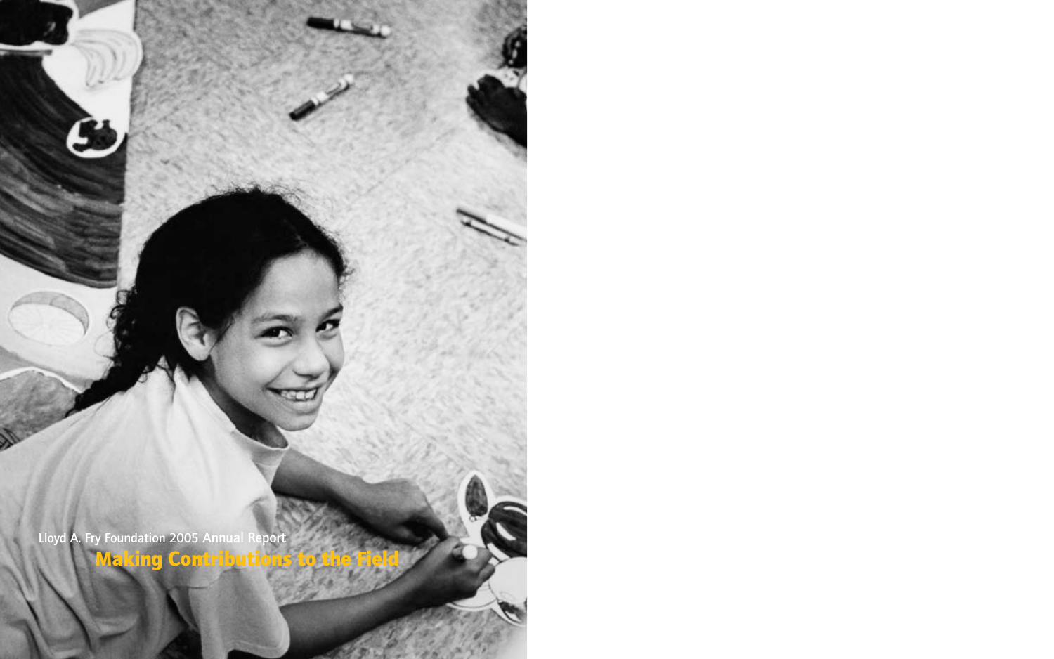Lloyd A. Fry Foundation 2005 Annual Report

# Making Contributions to the Field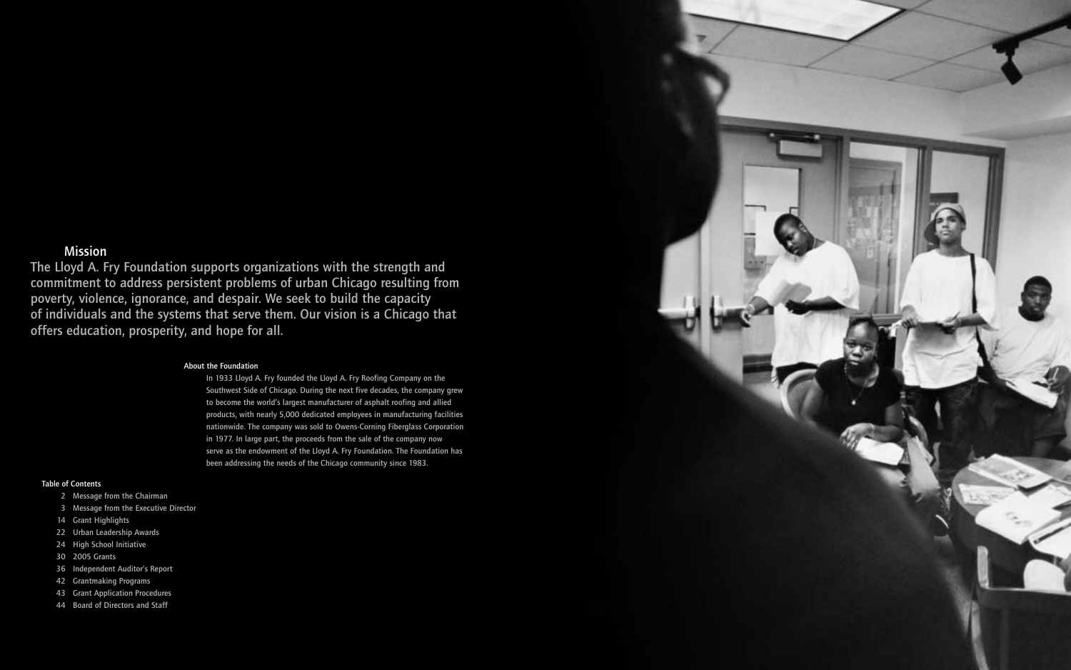## Mission

The Lloyd A. Fry Foundation supports organizations with the strength and commitment to address persistent problems of urban Chicago resulting from poverty, violence, ignorance, and despair. We seek to build the capacity of individuals and the systems that serve them. Our vision is a Chicago that offers education, prosperity, and hope for all.

### About the Foundation

In 1933 Lloyd A. Fry founded the Lloyd A. Fry Roofing Company on the Southwest Side of Chicago. During the next five decades, the company grew to become the world's largest manufacturer of asphalt roofing and allied products, with nearly 5,000 dedicated employees in manufacturing facilities nationwide. The company was sold to Owens-Corning Fiberglass Corporation in 1977. In large part, the proceeds from the sale of the company now serve as the endowment of the Lloyd A. Fry Foundation. The Foundation has been addressing the needs of the Chicago community since 1983.

### Table of Contents

- 2 Message from the Chairman
- 3 Message from the Executive Director
- 14 Grant Highlights
- 22 Urban Leadership Awards
- 24 High School Initiative
- 30 2005 Grants
- 36 Independent Auditor's Report
- 42 Grantmaking Programs
- 43 Grant Application Procedures
- 44 Board of Directors and Staff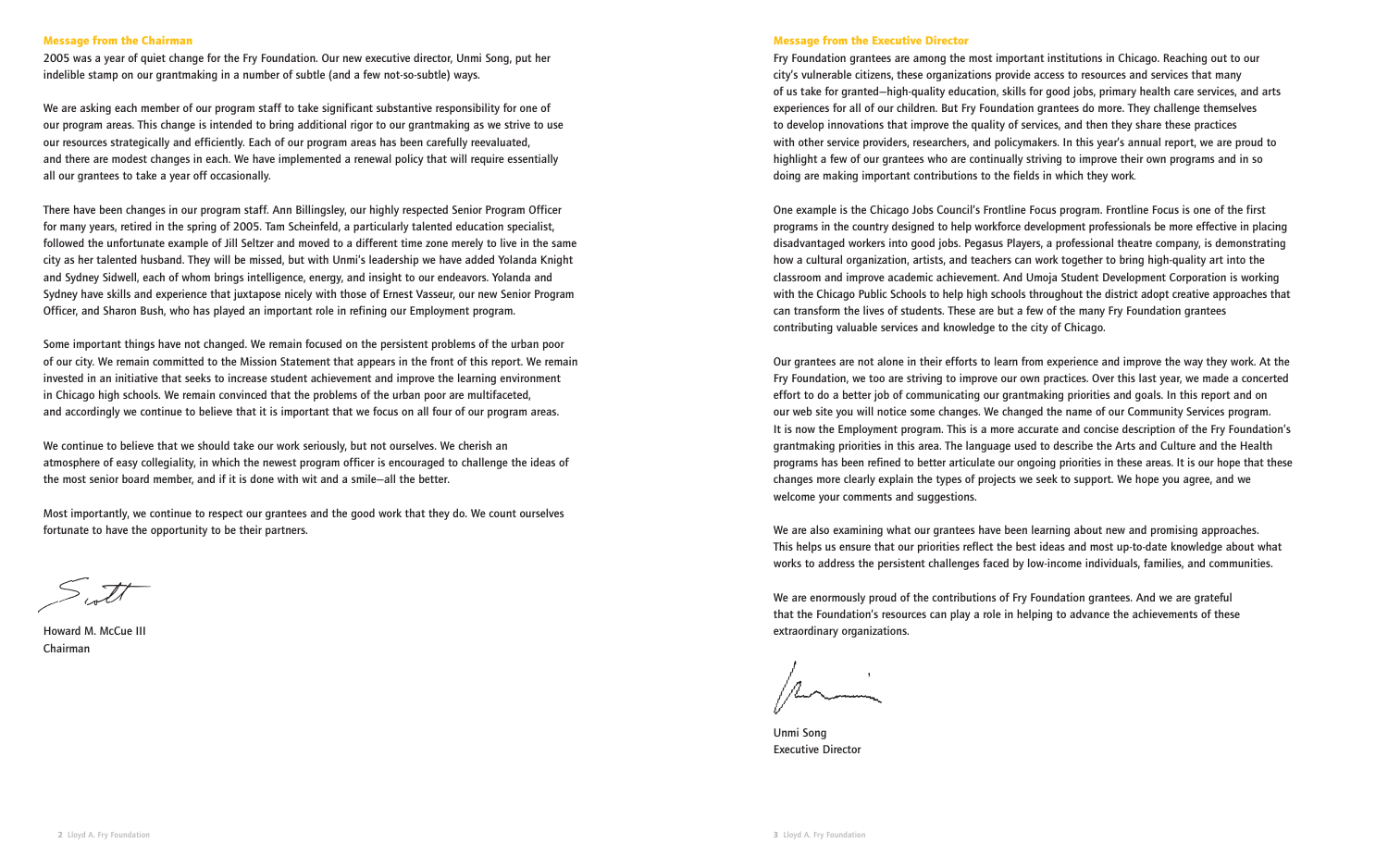## Message from the Chairman

2005 was a year of quiet change for the Fry Foundation. Our new executive director, Unmi Song, put her indelible stamp on our grantmaking in a number of subtle (and a few not-so-subtle) ways.

We are asking each member of our program staff to take significant substantive responsibility for one of our program areas. This change is intended to bring additional rigor to our grantmaking as we strive to use our resources strategically and efficiently. Each of our program areas has been carefully reevaluated, and there are modest changes in each. We have implemented a renewal policy that will require essentially all our grantees to take a year off occasionally.

There have been changes in our program staff. Ann Billingsley, our highly respected Senior Program Officer for many years, retired in the spring of 2005. Tam Scheinfeld, a particularly talented education specialist, followed the unfortunate example of Jill Seltzer and moved to a different time zone merely to live in the same city as her talented husband. They will be missed, but with Unmi's leadership we have added Yolanda Knight and Sydney Sidwell, each of whom brings intelligence, energy, and insight to our endeavors. Yolanda and Sydney have skills and experience that juxtapose nicely with those of Ernest Vasseur, our new Senior Program Officer, and Sharon Bush, who has played an important role in refining our Employment program.

Some important things have not changed. We remain focused on the persistent problems of the urban poor of our city. We remain committed to the Mission Statement that appears in the front of this report. We remain invested in an initiative that seeks to increase student achievement and improve the learning environment in Chicago high schools. We remain convinced that the problems of the urban poor are multifaceted, and accordingly we continue to believe that it is important that we focus on all four of our program areas.

We continue to believe that we should take our work seriously, but not ourselves. We cherish an atmosphere of easy collegiality, in which the newest program officer is encouraged to challenge the ideas of the most senior board member, and if it is done with wit and a smile—all the better.

Most importantly, we continue to respect our grantees and the good work that they do. We count ourselves fortunate to have the opportunity to be their partners.

Howard M. McCue III
Chairman

## Message from the Executive Director

Fry Foundation grantees are among the most important institutions in Chicago. Reaching out to our city's vulnerable citizens, these organizations provide access to resources and services that many of us take for granted—high-quality education, skills for good jobs, primary health care services, and arts experiences for all of our children. But Fry Foundation grantees do more. They challenge themselves to develop innovations that improve the quality of services, and then they share these practices with other service providers, researchers, and policymakers. In this year's annual report, we are proud to highlight a few of our grantees who are continually striving to improve their own programs and in so doing are making important contributions to the fields in which they work.

One example is the Chicago Jobs Council's Frontline Focus program. Frontline Focus is one of the first programs in the country designed to help workforce development professionals be more effective in placing disadvantaged workers into good jobs. Pegasus Players, a professional theatre company, is demonstrating how a cultural organization, artists, and teachers can work together to bring high-quality art into the classroom and improve academic achievement. And Umoja Student Development Corporation is working with the Chicago Public Schools to help high schools throughout the district adopt creative approaches that can transform the lives of students. These are but a few of the many Fry Foundation grantees contributing valuable services and knowledge to the city of Chicago.

Our grantees are not alone in their efforts to learn from experience and improve the way they work. At the Fry Foundation, we too are striving to improve our own practices. Over this last year, we made a concerted effort to do a better job of communicating our grantmaking priorities and goals. In this report and on our web site you will notice some changes. We changed the name of our Community Services program. It is now the Employment program. This is a more accurate and concise description of the Fry Foundation's grantmaking priorities in this area. The language used to describe the Arts and Culture and the Health programs has been refined to better articulate our ongoing priorities in these areas. It is our hope that these changes more clearly explain the types of projects we seek to support. We hope you agree, and we welcome your comments and suggestions.

We are also examining what our grantees have been learning about new and promising approaches. This helps us ensure that our priorities reflect the best ideas and most up-to-date knowledge about what works to address the persistent challenges faced by low-income individuals, families, and communities.

We are enormously proud of the contributions of Fry Foundation grantees. And we are grateful that the Foundation's resources can play a role in helping to advance the achievements of these extraordinary organizations.

Unmi Song
Executive Director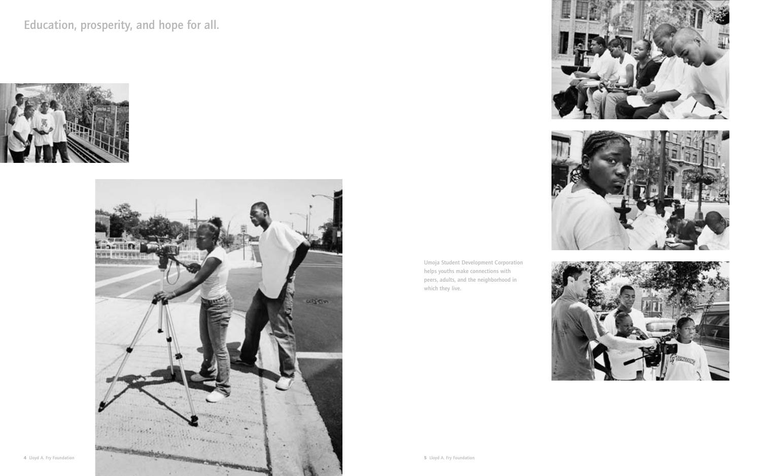# Education, prosperity, and hope for all.

Umoja Student Development Corporation helps youths make connections with peers, adults, and the neighborhood in which they live.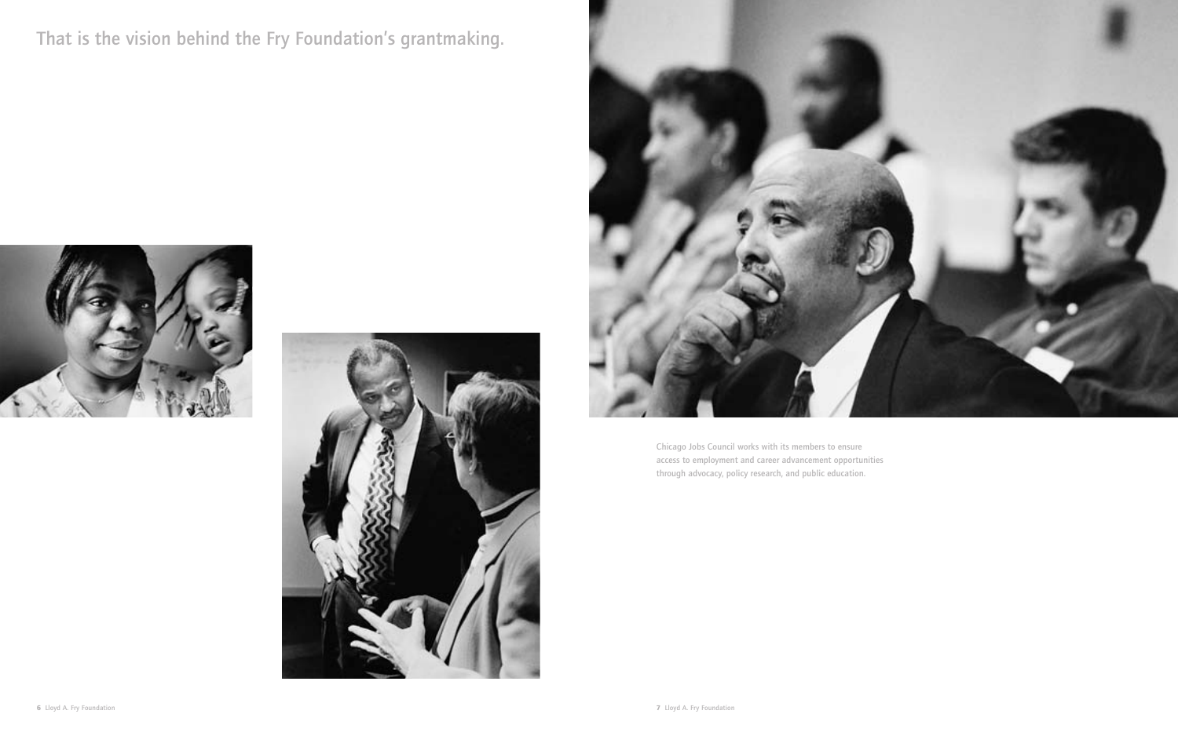That is the vision behind the Fry Foundation's grantmaking.

Chicago Jobs Council works with its members to ensure access to employment and career advancement opportunities through advocacy, policy research, and public education.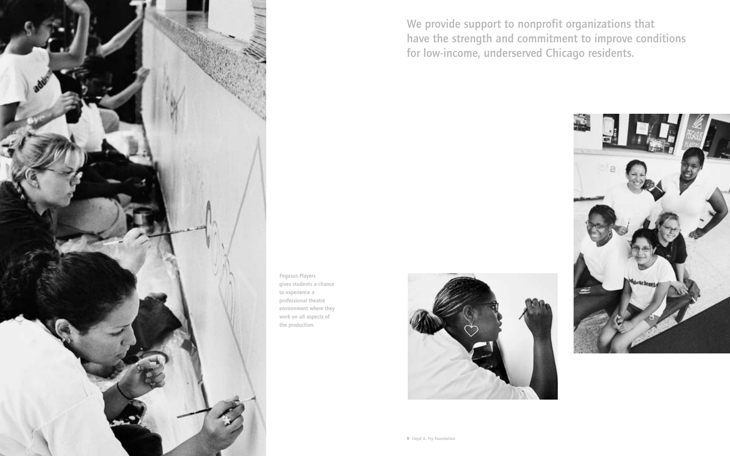We provide support to nonprofit organizations that have the strength and commitment to improve conditions for low-income, underserved Chicago residents.

Pegasus Players gives students a chance to experience a professional theatre environment where they work on all aspects of the production.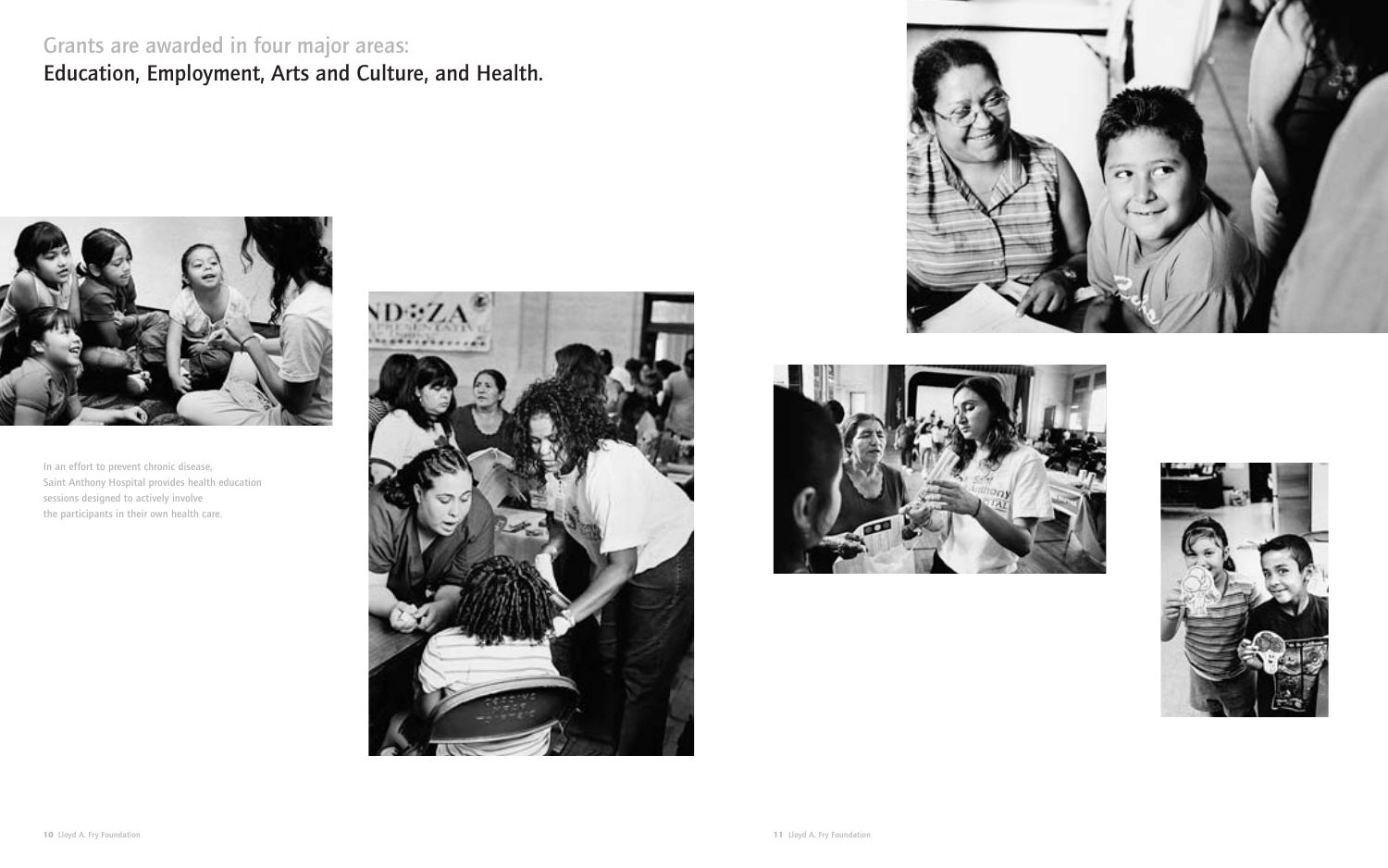## Grants are awarded in four major areas:
## Education, Employment, Arts and Culture, and Health.

In an effort to prevent chronic disease, Saint Anthony Hospital provides health education sessions designed to actively involve the participants in their own health care.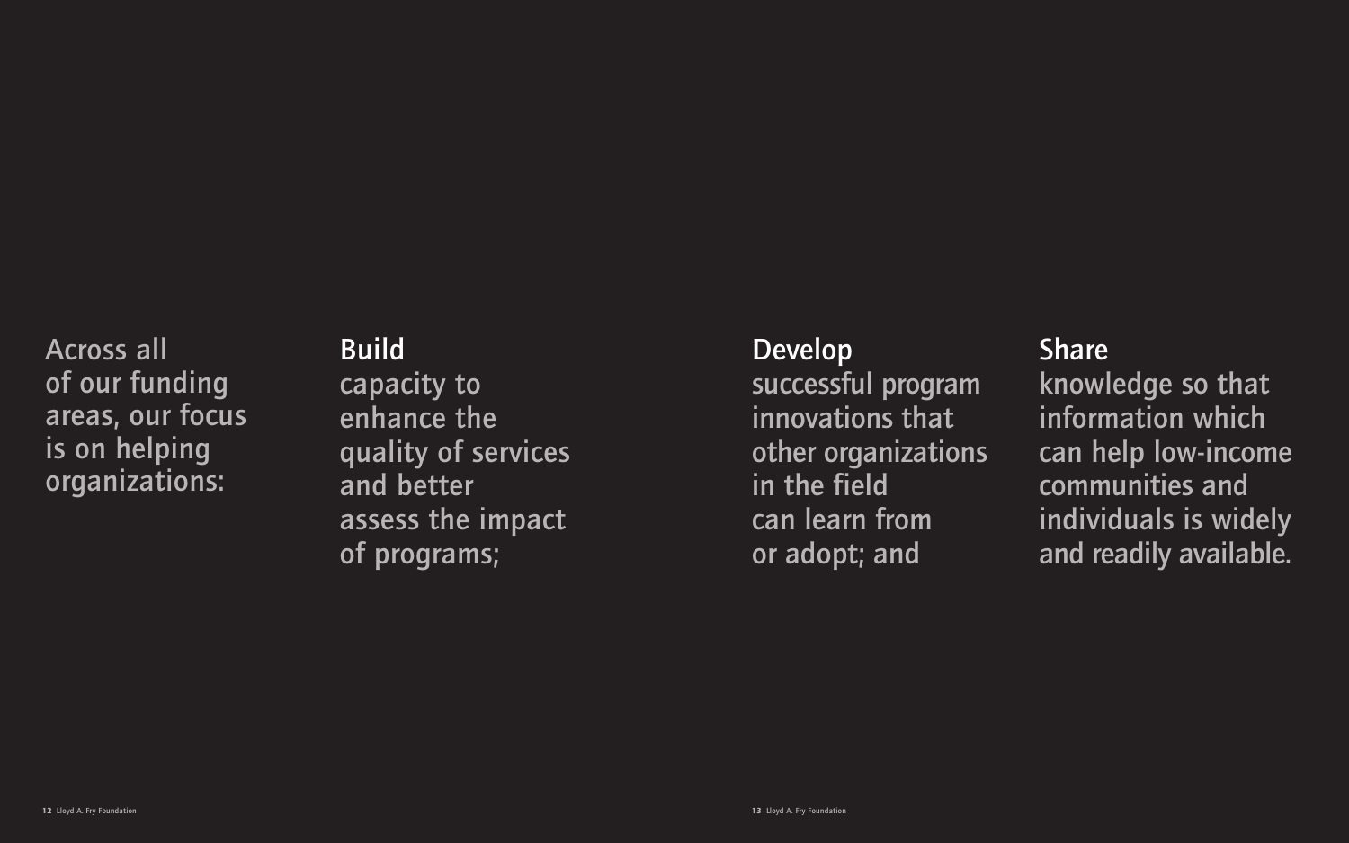Across all of our funding areas, our focus is on helping organizations:

**Build** capacity to enhance the quality of services and better assess the impact of programs;

**Develop** successful program innovations that other organizations in the field can learn from or adopt; and

**Share** knowledge so that information which can help low-income communities and individuals is widely and readily available.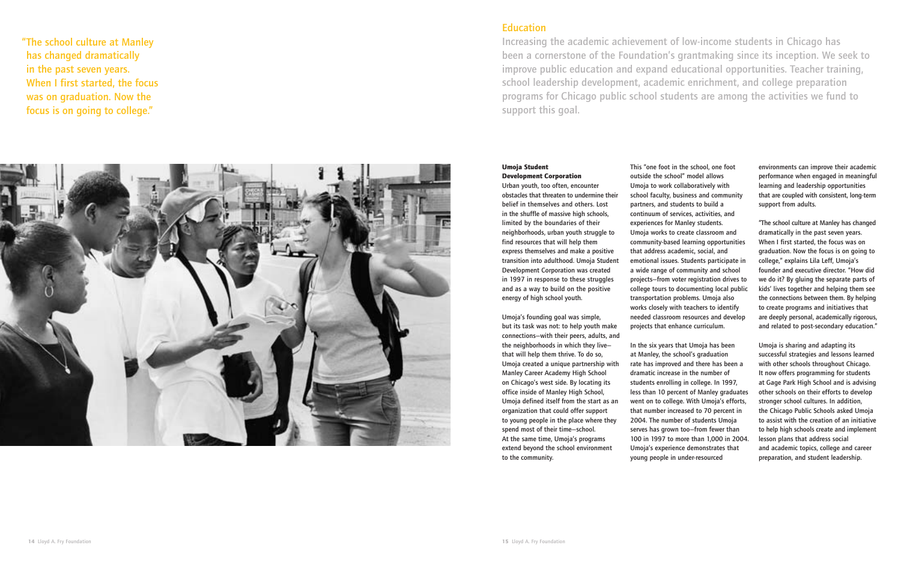"The school culture at Manley has changed dramatically in the past seven years. When I first started, the focus was on graduation. Now the focus is on going to college."

## Education

Increasing the academic achievement of low-income students in Chicago has been a cornerstone of the Foundation's grantmaking since its inception. We seek to improve public education and expand educational opportunities. Teacher training, school leadership development, academic enrichment, and college preparation programs for Chicago public school students are among the activities we fund to support this goal.

### Umoja Student Development Corporation

Urban youth, too often, encounter obstacles that threaten to undermine their belief in themselves and others. Lost in the shuffle of massive high schools, limited by the boundaries of their neighborhoods, urban youth struggle to find resources that will help them express themselves and make a positive transition into adulthood. Umoja Student Development Corporation was created in 1997 in response to these struggles and as a way to build on the positive energy of high school youth.

Umoja's founding goal was simple, but its task was not: to help youth make connections—with their peers, adults, and the neighborhoods in which they live—that will help them thrive. To do so, Umoja created a unique partnership with Manley Career Academy High School on Chicago's west side. By locating its office inside of Manley High School, Umoja defined itself from the start as an organization that could offer support to young people in the place where they spend most of their time—school. At the same time, Umoja's programs extend beyond the school environment to the community.

This "one foot in the school, one foot outside the school" model allows Umoja to work collaboratively with school faculty, business and community partners, and students to build a continuum of services, activities, and experiences for Manley students. Umoja works to create classroom and community-based learning opportunities that address academic, social, and emotional issues. Students participate in a wide range of community and school projects—from voter registration drives to college tours to documenting local public transportation problems. Umoja also works closely with teachers to identify needed classroom resources and develop projects that enhance curriculum.

In the six years that Umoja has been at Manley, the school's graduation rate has improved and there has been a dramatic increase in the number of students enrolling in college. In 1997, less than 10 percent of Manley graduates went on to college. With Umoja's efforts, that number increased to 70 percent in 2004. The number of students Umoja serves has grown too—from fewer than 100 in 1997 to more than 1,000 in 2004. Umoja's experience demonstrates that young people in under-resourced environments can improve their academic performance when engaged in meaningful learning and leadership opportunities that are coupled with consistent, long-term support from adults.

"The school culture at Manley has changed dramatically in the past seven years. When I first started, the focus was on graduation. Now the focus is on going to college," explains Lila Leff, Umoja's founder and executive director. "How did we do it? By gluing the separate parts of kids' lives together and helping them see the connections between them. By helping to create programs and initiatives that are deeply personal, academically rigorous, and related to post-secondary education."

Umoja is sharing and adapting its successful strategies and lessons learned with other schools throughout Chicago. It now offers programming for students at Gage Park High School and is advising other schools on their efforts to develop stronger school cultures. In addition, the Chicago Public Schools asked Umoja to assist with the creation of an initiative to help high schools create and implement lesson plans that address social and academic topics, college and career preparation, and student leadership.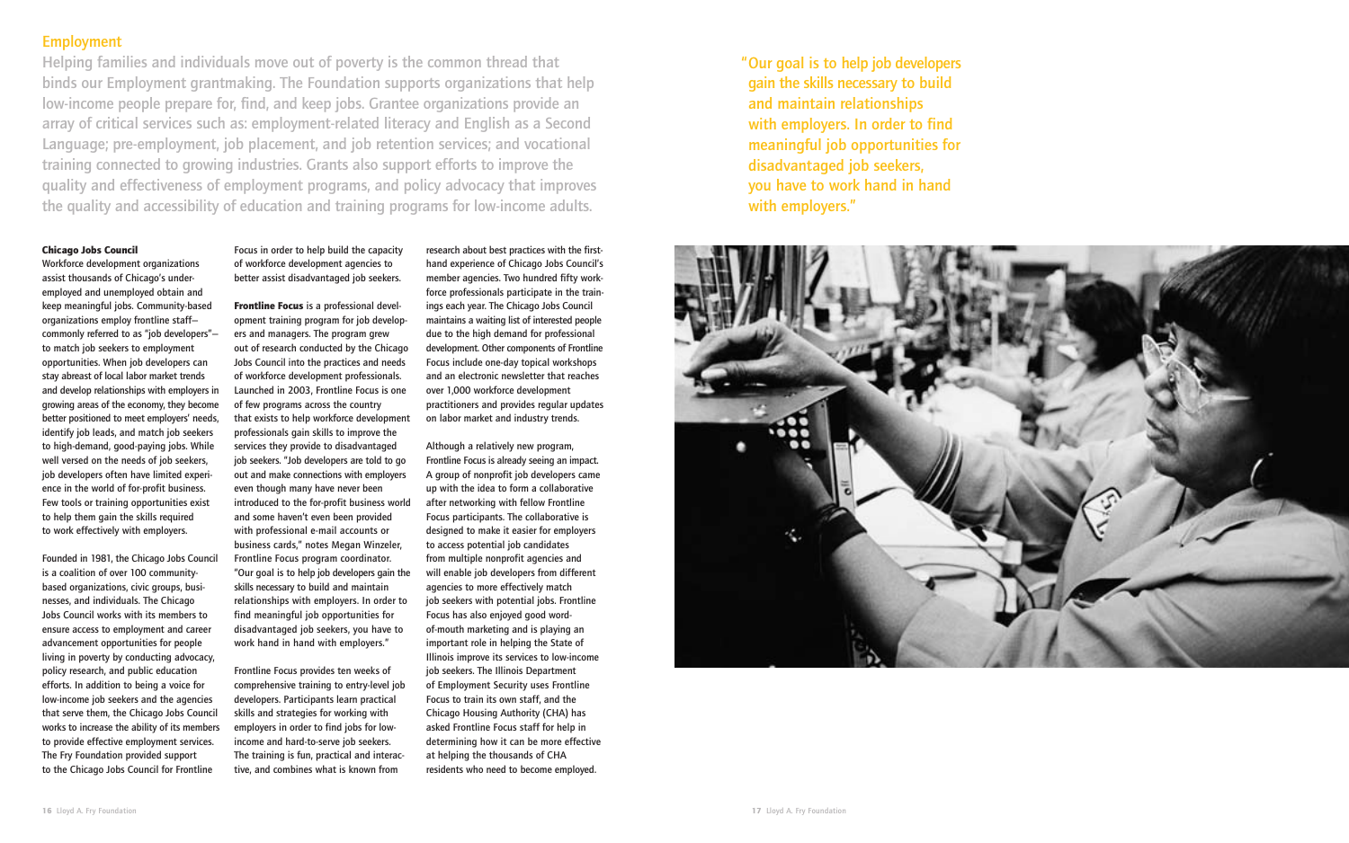## Employment

Helping families and individuals move out of poverty is the common thread that binds our Employment grantmaking. The Foundation supports organizations that help low-income people prepare for, find, and keep jobs. Grantee organizations provide an array of critical services such as: employment-related literacy and English as a Second Language; pre-employment, job placement, and job retention services; and vocational training connected to growing industries. Grants also support efforts to improve the quality and effectiveness of employment programs, and policy advocacy that improves the quality and accessibility of education and training programs for low-income adults.

### Chicago Jobs Council

Workforce development organizations assist thousands of Chicago's under-employed and unemployed obtain and keep meaningful jobs. Community-based organizations employ frontline staff—commonly referred to as "job developers"—to match job seekers to employment opportunities. When job developers can stay abreast of local labor market trends and develop relationships with employers in growing areas of the economy, they become better positioned to meet employers' needs, identify job leads, and match job seekers to high-demand, good-paying jobs. While well versed on the needs of job seekers, job developers often have limited experience in the world of for-profit business. Few tools or training opportunities exist to help them gain the skills required to work effectively with employers.

Founded in 1981, the Chicago Jobs Council is a coalition of over 100 community-based organizations, civic groups, businesses, and individuals. The Chicago Jobs Council works with its members to ensure access to employment and career advancement opportunities for people living in poverty by conducting advocacy, policy research, and public education efforts. In addition to being a voice for low-income job seekers and the agencies that serve them, the Chicago Jobs Council works to increase the ability of its members to provide effective employment services. The Fry Foundation provided support to the Chicago Jobs Council for Frontline Focus in order to help build the capacity of workforce development agencies to better assist disadvantaged job seekers.

**Frontline Focus** is a professional development training program for job developers and managers. The program grew out of research conducted by the Chicago Jobs Council into the practices and needs of workforce development professionals. Launched in 2003, Frontline Focus is one of few programs across the country that exists to help workforce development professionals gain skills to improve the services they provide to disadvantaged job seekers. "Job developers are told to go out and make connections with employers even though many have never been introduced to the for-profit business world and some haven't even been provided with professional e-mail accounts or business cards," notes Megan Winzeler, Frontline Focus program coordinator. "Our goal is to help job developers gain the skills necessary to build and maintain relationships with employers. In order to find meaningful job opportunities for disadvantaged job seekers, you have to work hand in hand with employers."

Frontline Focus provides ten weeks of comprehensive training to entry-level job developers. Participants learn practical skills and strategies for working with employers in order to find jobs for low-income and hard-to-serve job seekers. The training is fun, practical and interactive, and combines what is known from research about best practices with the first-hand experience of Chicago Jobs Council's member agencies. Two hundred fifty workforce professionals participate in the trainings each year. The Chicago Jobs Council maintains a waiting list of interested people due to the high demand for professional development. Other components of Frontline Focus include one-day topical workshops and an electronic newsletter that reaches over 1,000 workforce development practitioners and provides regular updates on labor market and industry trends.

Although a relatively new program, Frontline Focus is already seeing an impact. A group of nonprofit job developers came up with the idea to form a collaborative after networking with fellow Frontline Focus participants. The collaborative is designed to make it easier for employers to access potential job candidates from multiple nonprofit agencies and will enable job developers from different agencies to more effectively match job seekers with potential jobs. Frontline Focus has also enjoyed good word-of-mouth marketing and is playing an important role in helping the State of Illinois improve its services to low-income job seekers. The Illinois Department of Employment Security uses Frontline Focus to train its own staff, and the Chicago Housing Authority (CHA) has asked Frontline Focus staff for help in determining how it can be more effective at helping the thousands of CHA residents who need to become employed.

"Our goal is to help job developers gain the skills necessary to build and maintain relationships with employers. In order to find meaningful job opportunities for disadvantaged job seekers, you have to work hand in hand with employers."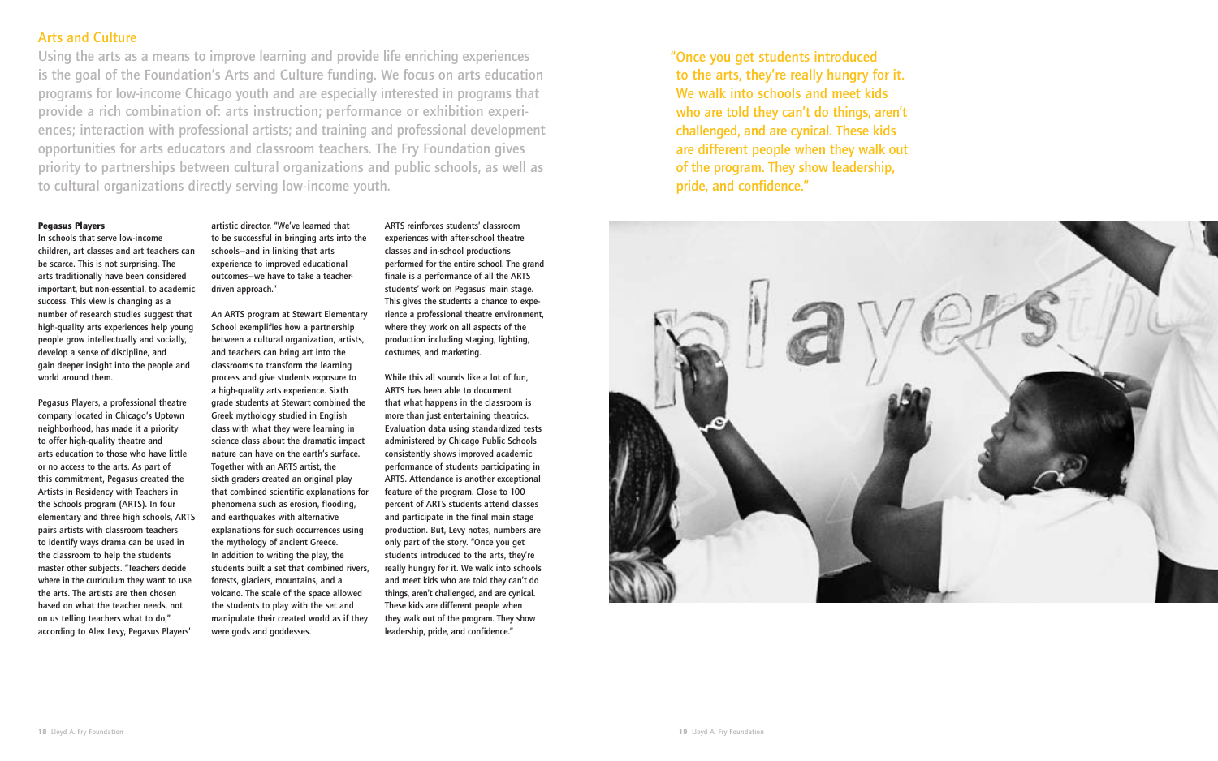## Arts and Culture

Using the arts as a means to improve learning and provide life enriching experiences is the goal of the Foundation's Arts and Culture funding. We focus on arts education programs for low-income Chicago youth and are especially interested in programs that provide a rich combination of: arts instruction; performance or exhibition experiences; interaction with professional artists; and training and professional development opportunities for arts educators and classroom teachers. The Fry Foundation gives priority to partnerships between cultural organizations and public schools, as well as to cultural organizations directly serving low-income youth.

### Pegasus Players

In schools that serve low-income children, art classes and art teachers can be scarce. This is not surprising. The arts traditionally have been considered important, but non-essential, to academic success. This view is changing as a number of research studies suggest that high-quality arts experiences help young people grow intellectually and socially, develop a sense of discipline, and gain deeper insight into the people and world around them.

Pegasus Players, a professional theatre company located in Chicago's Uptown neighborhood, has made it a priority to offer high-quality theatre and arts education to those who have little or no access to the arts. As part of this commitment, Pegasus created the Artists in Residency with Teachers in the Schools program (ARTS). In four elementary and three high schools, ARTS pairs artists with classroom teachers to identify ways drama can be used in the classroom to help the students master other subjects. "Teachers decide where in the curriculum they want to use the arts. The artists are then chosen based on what the teacher needs, not on us telling teachers what to do," according to Alex Levy, Pegasus Players' artistic director. "We've learned that to be successful in bringing arts into the schools—and in linking that arts experience to improved educational outcomes—we have to take a teacher-driven approach."

An ARTS program at Stewart Elementary School exemplifies how a partnership between a cultural organization, artists, and teachers can bring art into the classrooms to transform the learning process and give students exposure to a high-quality arts experience. Sixth grade students at Stewart combined the Greek mythology studied in English class with what they were learning in science class about the dramatic impact nature can have on the earth's surface. Together with an ARTS artist, the sixth graders created an original play that combined scientific explanations for phenomena such as erosion, flooding, and earthquakes with alternative explanations for such occurrences using the mythology of ancient Greece. In addition to writing the play, the students built a set that combined rivers, forests, glaciers, mountains, and a volcano. The scale of the space allowed the students to play with the set and manipulate their created world as if they were gods and goddesses.

ARTS reinforces students' classroom experiences with after-school theatre classes and in-school productions performed for the entire school. The grand finale is a performance of all the ARTS students' work on Pegasus' main stage. This gives the students a chance to experience a professional theatre environment, where they work on all aspects of the production including staging, lighting, costumes, and marketing.

While this all sounds like a lot of fun, ARTS has been able to document that what happens in the classroom is more than just entertaining theatrics. Evaluation data using standardized tests administered by Chicago Public Schools consistently shows improved academic performance of students participating in ARTS. Attendance is another exceptional feature of the program. Close to 100 percent of ARTS students attend classes and participate in the final main stage production. But, Levy notes, numbers are only part of the story. "Once you get students introduced to the arts, they're really hungry for it. We walk into schools and meet kids who are told they can't do things, aren't challenged, and are cynical. These kids are different people when they walk out of the program. They show leadership, pride, and confidence."

"Once you get students introduced to the arts, they're really hungry for it. We walk into schools and meet kids who are told they can't do things, aren't challenged, and are cynical. These kids are different people when they walk out of the program. They show leadership, pride, and confidence."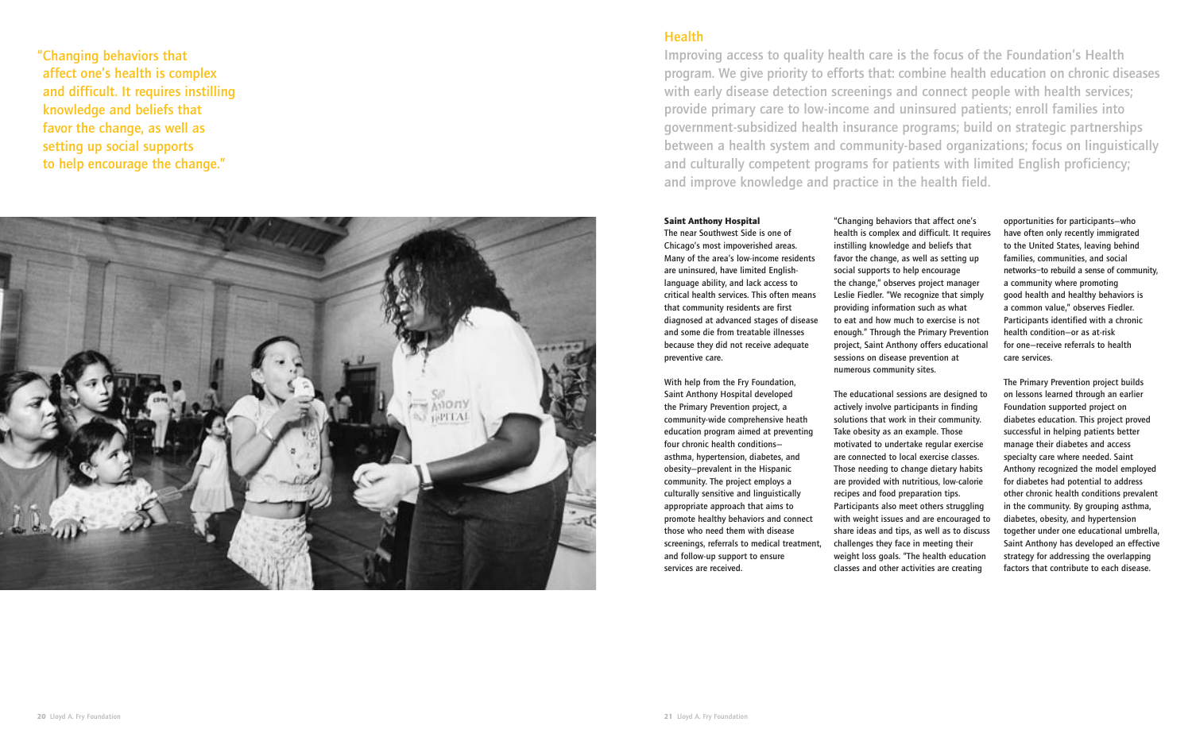"Changing behaviors that affect one's health is complex and difficult. It requires instilling knowledge and beliefs that favor the change, as well as setting up social supports to help encourage the change."

## Health

Improving access to quality health care is the focus of the Foundation's Health program. We give priority to efforts that: combine health education on chronic diseases with early disease detection screenings and connect people with health services; provide primary care to low-income and uninsured patients; enroll families into government-subsidized health insurance programs; build on strategic partnerships between a health system and community-based organizations; focus on linguistically and culturally competent programs for patients with limited English proficiency; and improve knowledge and practice in the health field.

**Saint Anthony Hospital**

The near Southwest Side is one of Chicago's most impoverished areas. Many of the area's low-income residents are uninsured, have limited English-language ability, and lack access to critical health services. This often means that community residents are first diagnosed at advanced stages of disease and some die from treatable illnesses because they did not receive adequate preventive care.

With help from the Fry Foundation, Saint Anthony Hospital developed the Primary Prevention project, a community-wide comprehensive heath education program aimed at preventing four chronic health conditions—asthma, hypertension, diabetes, and obesity—prevalent in the Hispanic community. The project employs a culturally sensitive and linguistically appropriate approach that aims to promote healthy behaviors and connect those who need them with disease screenings, referrals to medical treatment, and follow-up support to ensure services are received.

"Changing behaviors that affect one's health is complex and difficult. It requires instilling knowledge and beliefs that favor the change, as well as setting up social supports to help encourage the change," observes project manager Leslie Fiedler. "We recognize that simply providing information such as what to eat and how much to exercise is not enough." Through the Primary Prevention project, Saint Anthony offers educational sessions on disease prevention at numerous community sites.

The educational sessions are designed to actively involve participants in finding solutions that work in their community. Take obesity as an example. Those motivated to undertake regular exercise are connected to local exercise classes. Those needing to change dietary habits are provided with nutritious, low-calorie recipes and food preparation tips. Participants also meet others struggling with weight issues and are encouraged to share ideas and tips, as well as to discuss challenges they face in meeting their weight loss goals. "The health education classes and other activities are creating opportunities for participants—who have often only recently immigrated to the United States, leaving behind families, communities, and social networks—to rebuild a sense of community, a community where promoting good health and healthy behaviors is a common value," observes Fiedler. Participants identified with a chronic health condition—or as at-risk for one—receive referrals to health care services.

The Primary Prevention project builds on lessons learned through an earlier Foundation supported project on diabetes education. This project proved successful in helping patients better manage their diabetes and access specialty care where needed. Saint Anthony recognized the model employed for diabetes had potential to address other chronic health conditions prevalent in the community. By grouping asthma, diabetes, obesity, and hypertension together under one educational umbrella, Saint Anthony has developed an effective strategy for addressing the overlapping factors that contribute to each disease.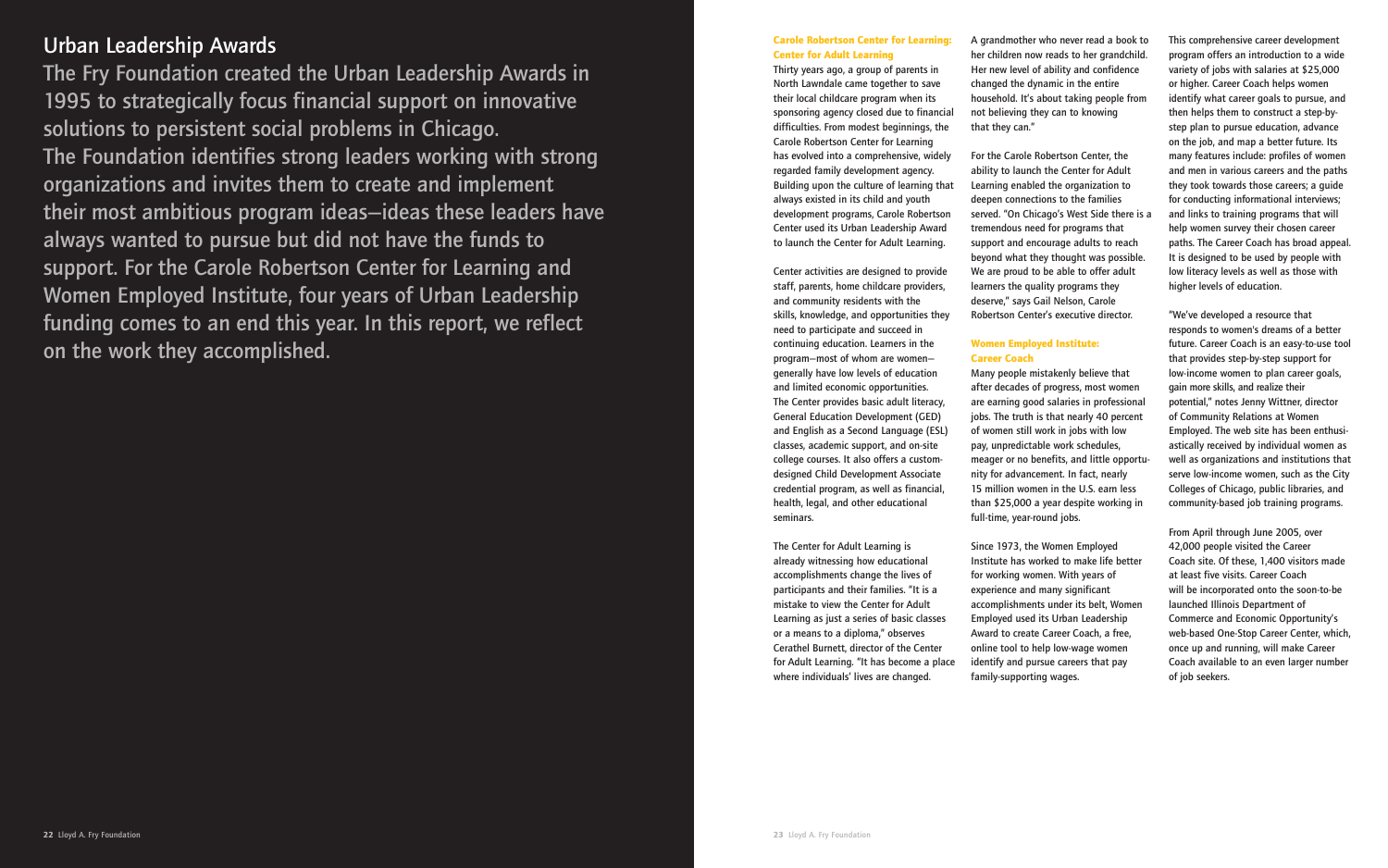## Urban Leadership Awards

The Fry Foundation created the Urban Leadership Awards in 1995 to strategically focus financial support on innovative solutions to persistent social problems in Chicago. The Foundation identifies strong leaders working with strong organizations and invites them to create and implement their most ambitious program ideas—ideas these leaders have always wanted to pursue but did not have the funds to support. For the Carole Robertson Center for Learning and Women Employed Institute, four years of Urban Leadership funding comes to an end this year. In this report, we reflect on the work they accomplished.

### Carole Robertson Center for Learning: Center for Adult Learning

Thirty years ago, a group of parents in North Lawndale came together to save their local childcare program when its sponsoring agency closed due to financial difficulties. From modest beginnings, the Carole Robertson Center for Learning has evolved into a comprehensive, widely regarded family development agency. Building upon the culture of learning that always existed in its child and youth development programs, Carole Robertson Center used its Urban Leadership Award to launch the Center for Adult Learning.

Center activities are designed to provide staff, parents, home childcare providers, and community residents with the skills, knowledge, and opportunities they need to participate and succeed in continuing education. Learners in the program—most of whom are women—generally have low levels of education and limited economic opportunities. The Center provides basic adult literacy, General Education Development (GED) and English as a Second Language (ESL) classes, academic support, and on-site college courses. It also offers a custom-designed Child Development Associate credential program, as well as financial, health, legal, and other educational seminars.

The Center for Adult Learning is already witnessing how educational accomplishments change the lives of participants and their families. "It is a mistake to view the Center for Adult Learning as just a series of basic classes or a means to a diploma," observes Cerathel Burnett, director of the Center for Adult Learning. "It has become a place where individuals' lives are changed. A grandmother who never read a book to her children now reads to her grandchild. Her new level of ability and confidence changed the dynamic in the entire household. It's about taking people from not believing they can to knowing that they can."

For the Carole Robertson Center, the ability to launch the Center for Adult Learning enabled the organization to deepen connections to the families served. "On Chicago's West Side there is a tremendous need for programs that support and encourage adults to reach beyond what they thought was possible. We are proud to be able to offer adult learners the quality programs they deserve," says Gail Nelson, Carole Robertson Center's executive director.

### Women Employed Institute: Career Coach

Many people mistakenly believe that after decades of progress, most women are earning good salaries in professional jobs. The truth is that nearly 40 percent of women still work in jobs with low pay, unpredictable work schedules, meager or no benefits, and little opportunity for advancement. In fact, nearly 15 million women in the U.S. earn less than $25,000 a year despite working in full-time, year-round jobs.

Since 1973, the Women Employed Institute has worked to make life better for working women. With years of experience and many significant accomplishments under its belt, Women Employed used its Urban Leadership Award to create Career Coach, a free, online tool to help low-wage women identify and pursue careers that pay family-supporting wages.

This comprehensive career development program offers an introduction to a wide variety of jobs with salaries at $25,000 or higher. Career Coach helps women identify what career goals to pursue, and then helps them to construct a step-by-step plan to pursue education, advance on the job, and map a better future. Its many features include: profiles of women and men in various careers and the paths they took towards those careers; a guide for conducting informational interviews; and links to training programs that will help women survey their chosen career paths. The Career Coach has broad appeal. It is designed to be used by people with low literacy levels as well as those with higher levels of education.

"We've developed a resource that responds to women's dreams of a better future. Career Coach is an easy-to-use tool that provides step-by-step support for low-income women to plan career goals, gain more skills, and realize their potential," notes Jenny Wittner, director of Community Relations at Women Employed. The web site has been enthusiastically received by individual women as well as organizations and institutions that serve low-income women, such as the City Colleges of Chicago, public libraries, and community-based job training programs.

From April through June 2005, over 42,000 people visited the Career Coach site. Of these, 1,400 visitors made at least five visits. Career Coach will be incorporated onto the soon-to-be launched Illinois Department of Commerce and Economic Opportunity's web-based One-Stop Career Center, which, once up and running, will make Career Coach available to an even larger number of job seekers.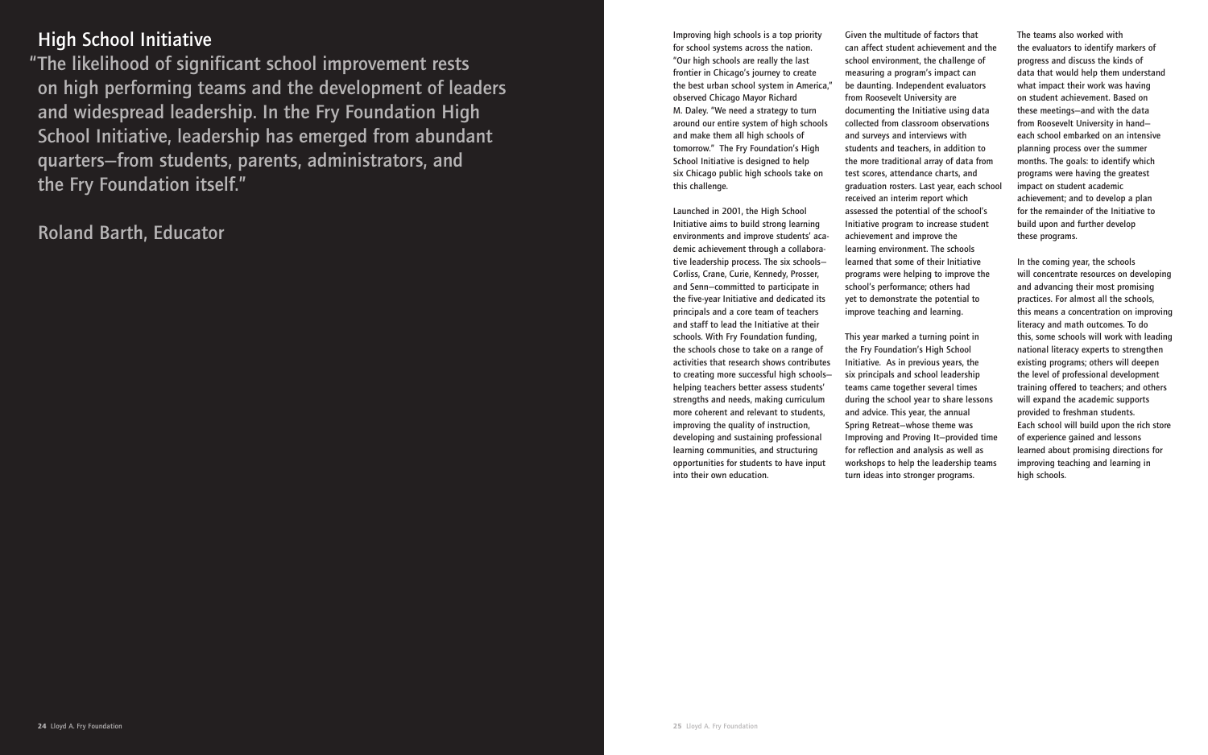## High School Initiative

"The likelihood of significant school improvement rests on high performing teams and the development of leaders and widespread leadership. In the Fry Foundation High School Initiative, leadership has emerged from abundant quarters—from students, parents, administrators, and the Fry Foundation itself."

Roland Barth, Educator

Improving high schools is a top priority for school systems across the nation. "Our high schools are really the last frontier in Chicago's journey to create the best urban school system in America," observed Chicago Mayor Richard M. Daley. "We need a strategy to turn around our entire system of high schools and make them all high schools of tomorrow." The Fry Foundation's High School Initiative is designed to help six Chicago public high schools take on this challenge.

Launched in 2001, the High School Initiative aims to build strong learning environments and improve students' academic achievement through a collaborative leadership process. The six schools—Corliss, Crane, Curie, Kennedy, Prosser, and Senn—committed to participate in the five-year Initiative and dedicated its principals and a core team of teachers and staff to lead the Initiative at their schools. With Fry Foundation funding, the schools chose to take on a range of activities that research shows contributes to creating more successful high schools—helping teachers better assess students' strengths and needs, making curriculum more coherent and relevant to students, improving the quality of instruction, developing and sustaining professional learning communities, and structuring opportunities for students to have input into their own education.

Given the multitude of factors that can affect student achievement and the school environment, the challenge of measuring a program's impact can be daunting. Independent evaluators from Roosevelt University are documenting the Initiative using data collected from classroom observations and surveys and interviews with students and teachers, in addition to the more traditional array of data from test scores, attendance charts, and graduation rosters. Last year, each school received an interim report which assessed the potential of the school's Initiative program to increase student achievement and improve the learning environment. The schools learned that some of their Initiative programs were helping to improve the school's performance; others had yet to demonstrate the potential to improve teaching and learning.

This year marked a turning point in the Fry Foundation's High School Initiative. As in previous years, the six principals and school leadership teams came together several times during the school year to share lessons and advice. This year, the annual Spring Retreat—whose theme was Improving and Proving It—provided time for reflection and analysis as well as workshops to help the leadership teams turn ideas into stronger programs.

The teams also worked with the evaluators to identify markers of progress and discuss the kinds of data that would help them understand what impact their work was having on student achievement. Based on these meetings—and with the data from Roosevelt University in hand—each school embarked on an intensive planning process over the summer months. The goals: to identify which programs were having the greatest impact on student academic achievement; and to develop a plan for the remainder of the Initiative to build upon and further develop these programs.

In the coming year, the schools will concentrate resources on developing and advancing their most promising practices. For almost all the schools, this means a concentration on improving literacy and math outcomes. To do this, some schools will work with leading national literacy experts to strengthen existing programs; others will deepen the level of professional development training offered to teachers; and others will expand the academic supports provided to freshman students. Each school will build upon the rich store of experience gained and lessons learned about promising directions for improving teaching and learning in high schools.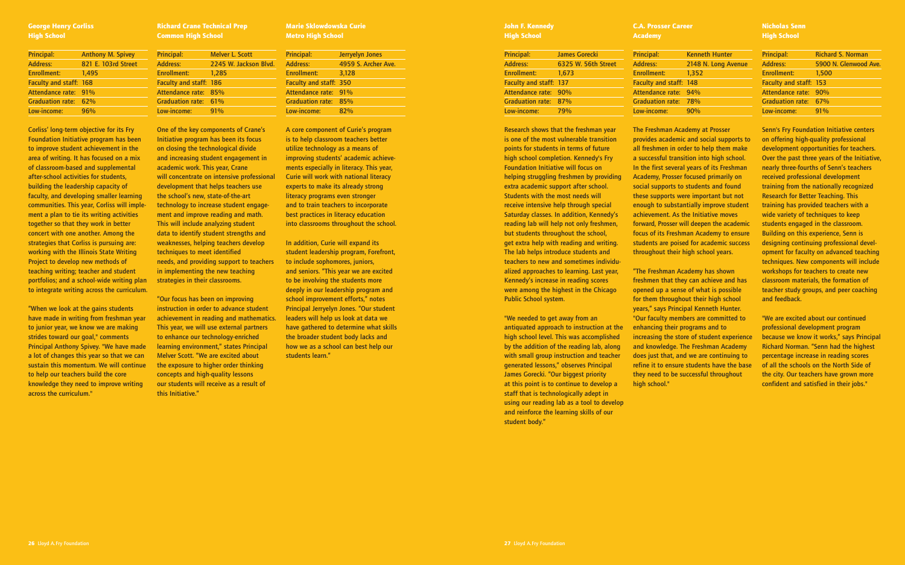## George Henry Corliss High School

| Principal: | Anthony M. Spivey |
|---|---|
| Address: | 821 E. 103rd Street |
| Enrollment: | 1,495 |
| Faculty and staff: | 168 |
| Attendance rate: | 91% |
| Graduation rate: | 62% |
| Low-income: | 96% |

Corliss' long-term objective for its Fry Foundation Initiative program has been to improve student achievement in the area of writing. It has focused on a mix of classroom-based and supplemental after-school activities for students, building the leadership capacity of faculty, and developing smaller learning communities. This year, Corliss will implement a plan to tie its writing activities together so that they work in better concert with one another. Among the strategies that Corliss is pursuing are: working with the Illinois State Writing Project to develop new methods of teaching writing; teacher and student portfolios; and a school-wide writing plan to integrate writing across the curriculum.

"When we look at the gains students have made in writing from freshman year to junior year, we know we are making strides toward our goal," comments Principal Anthony Spivey. "We have made a lot of changes this year so that we can sustain this momentum. We will continue to help our teachers build the core knowledge they need to improve writing across the curriculum."

## Richard Crane Technical Prep Common High School

| Principal: | Melver L. Scott |
|---|---|
| Address: | 2245 W. Jackson Blvd. |
| Enrollment: | 1,285 |
| Faculty and staff: | 186 |
| Attendance rate: | 85% |
| Graduation rate: | 61% |
| Low-income: | 91% |

One of the key components of Crane's Initiative program has been its focus on closing the technological divide and increasing student engagement in academic work. This year, Crane will concentrate on intensive professional development that helps teachers use the school's new, state-of-the-art technology to increase student engagement and improve reading and math. This will include analyzing student data to identify student strengths and weaknesses, helping teachers develop techniques to meet identified needs, and providing support to teachers in implementing the new teaching strategies in their classrooms.

"Our focus has been on improving instruction in order to advance student achievement in reading and mathematics. This year, we will use external partners to enhance our technology-enriched learning environment," states Principal Melver Scott. "We are excited about the exposure to higher order thinking concepts and high-quality lessons our students will receive as a result of this Initiative."

## Marie Sklowdowska Curie Metro High School

| Principal: | Jerryelyn Jones |
|---|---|
| Address: | 4959 S. Archer Ave. |
| Enrollment: | 3,128 |
| Faculty and staff: | 350 |
| Attendance rate: | 91% |
| Graduation rate: | 85% |
| Low-income: | 82% |

A core component of Curie's program is to help classroom teachers better utilize technology as a means of improving students' academic achievements especially in literacy. This year, Curie will work with national literacy experts to make its already strong literacy programs even stronger and to train teachers to incorporate best practices in literacy education into classrooms throughout the school.

In addition, Curie will expand its student leadership program, Forefront, to include sophomores, juniors, and seniors. "This year we are excited to be involving the students more deeply in our leadership program and school improvement efforts," notes Principal Jerryelyn Jones. "Our student leaders will help us look at data we have gathered to determine what skills the broader student body lacks and how we as a school can best help our students learn."

## John F. Kennedy High School

| Principal: | James Gorecki |
|---|---|
| Address: | 6325 W. 56th Street |
| Enrollment: | 1,673 |
| Faculty and staff: | 137 |
| Attendance rate: | 90% |
| Graduation rate: | 87% |
| Low-income: | 79% |

Research shows that the freshman year is one of the most vulnerable transition points for students in terms of future high school completion. Kennedy's Fry Foundation Initiative will focus on helping struggling freshmen by providing extra academic support after school. Students with the most needs will receive intensive help through special Saturday classes. In addition, Kennedy's reading lab will help not only freshmen, but students throughout the school, get extra help with reading and writing. The lab helps introduce students and teachers to new and sometimes individualized approaches to learning. Last year, Kennedy's increase in reading scores were among the highest in the Chicago Public School system.

"We needed to get away from an antiquated approach to instruction at the high school level. This was accomplished by the addition of the reading lab, along with small group instruction and teacher generated lessons," observes Principal James Gorecki. "Our biggest priority at this point is to continue to develop a staff that is technologically adept in using our reading lab as a tool to develop and reinforce the learning skills of our student body."

## C.A. Prosser Career Academy

| Principal: | Kenneth Hunter |
|---|---|
| Address: | 2148 N. Long Avenue |
| Enrollment: | 1,352 |
| Faculty and staff: | 148 |
| Attendance rate: | 94% |
| Graduation rate: | 78% |
| Low-income: | 90% |

The Freshman Academy at Prosser provides academic and social supports to all freshmen in order to help them make a successful transition into high school. In the first several years of its Freshman Academy, Prosser focused primarily on social supports to students and found these supports were important but not enough to substantially improve student achievement. As the Initiative moves forward, Prosser will deepen the academic focus of its Freshman Academy to ensure students are poised for academic success throughout their high school years.

"The Freshman Academy has shown freshmen that they can achieve and has opened up a sense of what is possible for them throughout their high school years," says Principal Kenneth Hunter. "Our faculty members are committed to enhancing their programs and to increasing the store of student experience and knowledge. The Freshman Academy does just that, and we are continuing to refine it to ensure students have the base they need to be successful throughout high school."

## Nicholas Senn High School

| Principal: | Richard S. Norman |
|---|---|
| Address: | 5900 N. Glenwood Ave. |
| Enrollment: | 1,500 |
| Faculty and staff: | 153 |
| Attendance rate: | 90% |
| Graduation rate: | 67% |
| Low-income: | 91% |

Senn's Fry Foundation Initiative centers on offering high-quality professional development opportunities for teachers. Over the past three years of the Initiative, nearly three-fourths of Senn's teachers received professional development training from the nationally recognized Research for Better Teaching. This training has provided teachers with a wide variety of techniques to keep students engaged in the classroom. Building on this experience, Senn is designing continuing professional development for faculty on advanced teaching techniques. New components will include workshops for teachers to create new classroom materials, the formation of teacher study groups, and peer coaching and feedback.

"We are excited about our continued professional development program because we know it works," says Principal Richard Norman. "Senn had the highest percentage increase in reading scores of all the schools on the North Side of the city. Our teachers have grown more confident and satisfied in their jobs."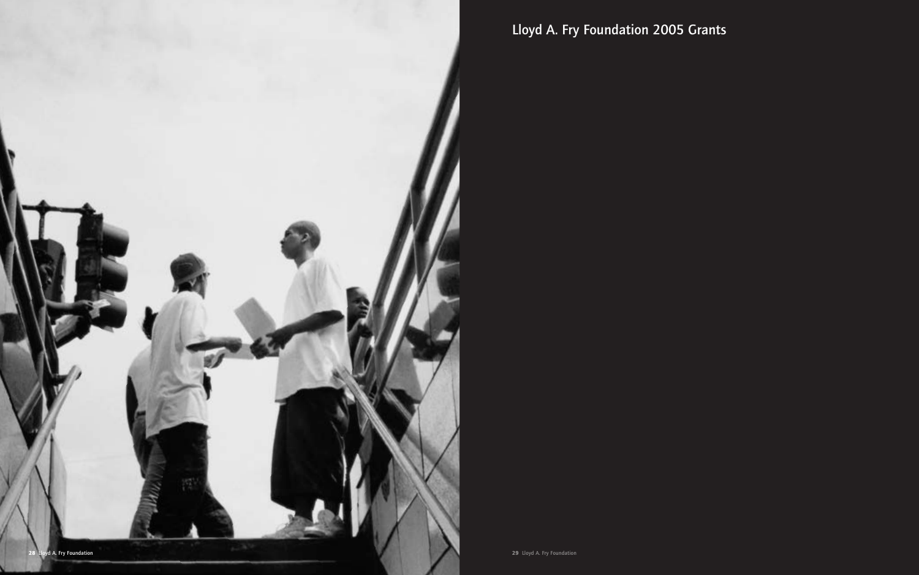# Lloyd A. Fry Foundation 2005 Grants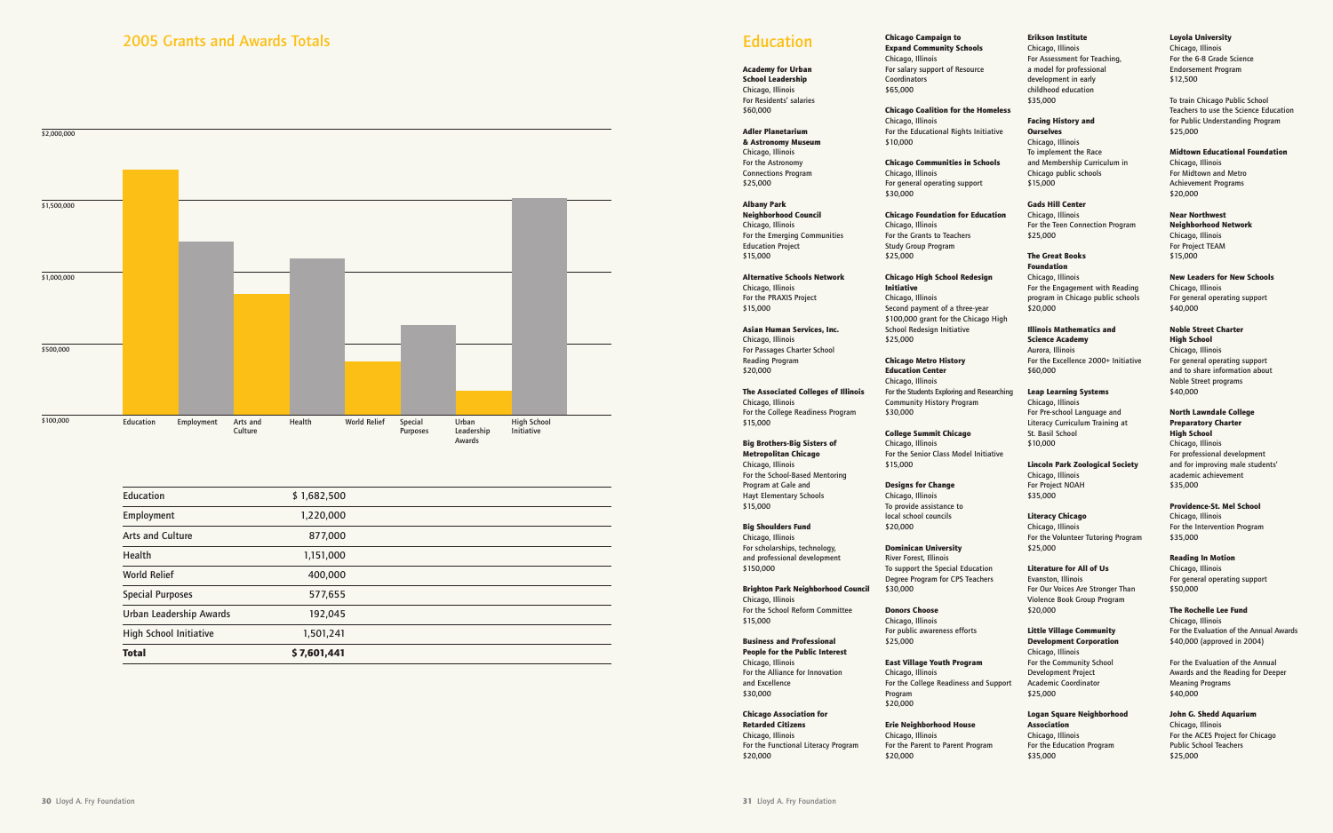# 2005 Grants and Awards Totals

| Category | Amount |
| --- | --- |
| Education | $ 1,682,500 |
| Employment | 1,220,000 |
| Arts and Culture | 877,000 |
| Health | 1,151,000 |
| World Relief | 400,000 |
| Special Purposes | 577,655 |
| Urban Leadership Awards | 192,045 |
| High School Initiative | 1,501,241 |
| **Total** | **$ 7,601,441** |

# Education

**Academy for Urban School Leadership**
Chicago, Illinois
For Residents' salaries
$60,000

**Adler Planetarium & Astronomy Museum**
Chicago, Illinois
For the Astronomy Connections Program
$25,000

**Albany Park Neighborhood Council**
Chicago, Illinois
For the Emerging Communities Education Project
$15,000

**Alternative Schools Network**
Chicago, Illinois
For the PRAXIS Project
$15,000

**Asian Human Services, Inc.**
Chicago, Illinois
For Passages Charter School Reading Program
$20,000

**The Associated Colleges of Illinois**
Chicago, Illinois
For the College Readiness Program
$15,000

**Big Brothers-Big Sisters of Metropolitan Chicago**
Chicago, Illinois
For the School-Based Mentoring Program at Gale and Hayt Elementary Schools
$15,000

**Big Shoulders Fund**
Chicago, Illinois
For scholarships, technology, and professional development
$150,000

**Brighton Park Neighborhood Council**
Chicago, Illinois
For the School Reform Committee
$15,000

**Business and Professional People for the Public Interest**
Chicago, Illinois
For the Alliance for Innovation and Excellence
$30,000

**Chicago Association for Retarded Citizens**
Chicago, Illinois
For the Functional Literacy Program
$20,000

**Chicago Campaign to Expand Community Schools**
Chicago, Illinois
For salary support of Resource Coordinators
$65,000

**Chicago Coalition for the Homeless**
Chicago, Illinois
For the Educational Rights Initiative
$10,000

**Chicago Communities in Schools**
Chicago, Illinois
For general operating support
$30,000

**Chicago Foundation for Education**
Chicago, Illinois
For the Grants to Teachers Study Group Program
$25,000

**Chicago High School Redesign Initiative**
Chicago, Illinois
Second payment of a three-year $100,000 grant for the Chicago High School Redesign Initiative
$25,000

**Chicago Metro History Education Center**
Chicago, Illinois
For the Students Exploring and Researching Community History Program
$30,000

**College Summit Chicago**
Chicago, Illinois
For the Senior Class Model Initiative
$15,000

**Designs for Change**
Chicago, Illinois
To provide assistance to local school councils
$20,000

**Dominican University**
River Forest, Illinois
To support the Special Education Degree Program for CPS Teachers
$30,000

**Donors Choose**
Chicago, Illinois
For public awareness efforts
$25,000

**East Village Youth Program**
Chicago, Illinois
For the College Readiness and Support Program
$20,000

**Erie Neighborhood House**
Chicago, Illinois
For the Parent to Parent Program
$20,000

**Erikson Institute**
Chicago, Illinois
For Assessment for Teaching, a model for professional development in early childhood education
$35,000

**Facing History and Ourselves**
Chicago, Illinois
To implement the Race and Membership Curriculum in Chicago public schools
$15,000

**Gads Hill Center**
Chicago, Illinois
For the Teen Connection Program
$25,000

**The Great Books Foundation**
Chicago, Illinois
For the Engagement with Reading program in Chicago public schools
$20,000

**Illinois Mathematics and Science Academy**
Aurora, Illinois
For the Excellence 2000+ Initiative
$60,000

**Leap Learning Systems**
Chicago, Illinois
For Pre-school Language and Literacy Curriculum Training at St. Basil School
$10,000

**Lincoln Park Zoological Society**
Chicago, Illinois
For Project NOAH
$35,000

**Literacy Chicago**
Chicago, Illinois
For the Volunteer Tutoring Program
$25,000

**Literature for All of Us**
Evanston, Illinois
For Our Voices Are Stronger Than Violence Book Group Program
$20,000

**Little Village Community Development Corporation**
Chicago, Illinois
For the Community School Development Project Academic Coordinator
$25,000

**Logan Square Neighborhood Association**
Chicago, Illinois
For the Education Program
$35,000

**Loyola University**
Chicago, Illinois
For the 6-8 Grade Science Endorsement Program
$12,500

To train Chicago Public School Teachers to use the Science Education for Public Understanding Program
$25,000

**Midtown Educational Foundation**
Chicago, Illinois
For Midtown and Metro Achievement Programs
$20,000

**Near Northwest Neighborhood Network**
Chicago, Illinois
For Project TEAM
$15,000

**New Leaders for New Schools**
Chicago, Illinois
For general operating support
$40,000

**Noble Street Charter High School**
Chicago, Illinois
For general operating support and to share information about Noble Street programs
$40,000

**North Lawndale College Preparatory Charter High School**
Chicago, Illinois
For professional development and for improving male students' academic achievement
$35,000

**Providence-St. Mel School**
Chicago, Illinois
For the Intervention Program
$35,000

**Reading In Motion**
Chicago, Illinois
For general operating support
$50,000

**The Rochelle Lee Fund**
Chicago, Illinois
For the Evaluation of the Annual Awards
$40,000 (approved in 2004)

For the Evaluation of the Annual Awards and the Reading for Deeper Meaning Programs
$40,000

**John G. Shedd Aquarium**
Chicago, Illinois
For the ACES Project for Chicago Public School Teachers
$25,000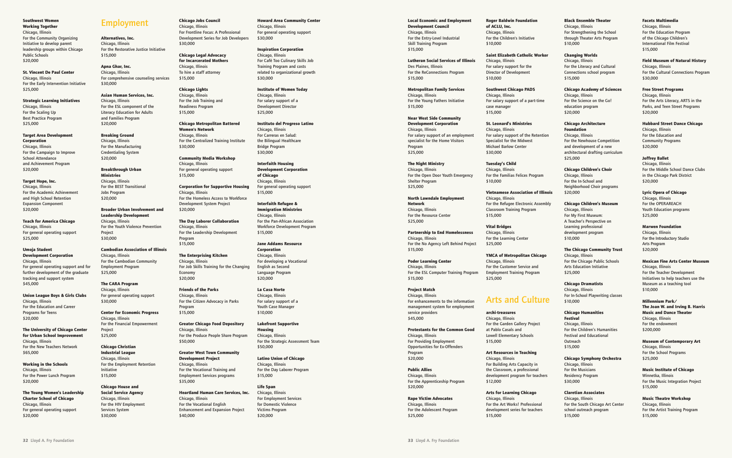**Southwest Women Working Together**
Chicago, Illinois
For the Community Organizing Initiative to develop parent leadership groups within Chicago Public Schools
$20,000

**St. Vincent De Paul Center**
Chicago, Illinois
For the Early Intervention Initiative
$25,000

**Strategic Learning Initiatives**
Chicago, Illinois
For the Scaling Up Best Practice Program
$25,000

**Target Area Development Corporation**
Chicago, Illinois
For the Campaign to Improve School Attendance and Achievement Program
$20,000

**Target Hope, Inc.**
Chicago, Illinois
For the Academic Achievement and High School Retention Expansion Component
$20,000

**Teach for America Chicago**
Chicago, Illinois
For general operating support
$25,000

**Umoja Student Development Corporation**
Chicago, Illinois
For general operating support and for further development of the graduate tracking and support system
$45,000

**Union League Boys & Girls Clubs**
Chicago, Illinois
For the Education and Career Programs for Teens
$20,000

**The University of Chicago Center for Urban School Improvement**
Chicago, Illinois
For the New Teachers Network
$65,000

**Working in the Schools**
Chicago, Illinois
For the Power Lunch Program
$20,000

**The Young Women's Leadership Charter School of Chicago**
Chicago, Illinois
For general operating support
$20,000

## Employment

**Alternatives, Inc.**
Chicago, Illinois
For the Restorative Justice Initiative
$15,000

**Apna Ghar, Inc.**
Chicago, Illinois
For comprehensive counseling services
$30,000

**Asian Human Services, Inc.**
Chicago, Illinois
For the ESL component of the Literacy Education for Adults and Families Program
$20,000

**Breaking Ground**
Chicago, Illinois
For the Manufacturing Credentialing System
$20,000

**Breakthrough Urban Ministries**
Chicago, Illinois
For the BEST Transitional Jobs Program
$20,000

**Broader Urban Involvement and Leadership Development**
Chicago, Illinois
For the Youth Violence Prevention Project
$30,000

**Cambodian Association of Illinois**
Chicago, Illinois
For the Cambodian Community Employment Program
$25,000

**The CARA Program**
Chicago, Illinois
For general operating support
$30,000

**Center for Economic Progress**
Chicago, Illinois
For the Financial Empowerment Project
$25,000

**Chicago Christian Industrial League**
Chicago, Illinois
For the Employment Retention Initiative
$15,000

**Chicago House and Social Service Agency**
Chicago, Illinois
For the HIV Employment Services System
$30,000

**Chicago Jobs Council**
Chicago, Illinois
For Frontline Focus: A Professional Development Series for Job Developers
$30,000

**Chicago Legal Advocacy for Incarcerated Mothers**
Chicago, Illinois
To hire a staff attorney
$15,000

**Chicago Lights**
Chicago, Illinois
For the Job Training and Readiness Program
$15,000

**Chicago Metropolitan Battered Women's Network**
Chicago, Illinois
For the Centralized Training Institute
$30,000

**Community Media Workshop**
Chicago, Illinois
For general operating support
$15,000

**Corporation for Supportive Housing**
Chicago, Illinois
For the Homeless Access to Workforce Development System Project
$20,000

**The Day Laborer Collaboration**
Chicago, Illinois
For the Leadership Development Program
$15,000

**The Enterprising Kitchen**
Chicago, Illinois
For Job Skills Training for the Changing Economy
$20,000

**Friends of the Parks**
Chicago, Illinois
For the Citizen Advocacy in Parks Program
$15,000

**Greater Chicago Food Depository**
Chicago, Illinois
For the Produce People Share Program
$50,000

**Greater West Town Community Development Project**
Chicago, Illinois
For the Vocational Training and Employment Services programs
$35,000

**Heartland Human Care Services, Inc.**
Chicago, Illinois
For the Vocational English Enhancement and Expansion Project
$40,000

**Howard Area Community Center**
Chicago, Illinois
For general operating support
$30,000

**Inspiration Corporation**
Chicago, Illinois
For Café Too Culinary Skills Job Training Program and costs related to organizational growth
$30,000

**Institute of Women Today**
Chicago, Illinois
For salary support of a Development Director
$25,000

**Instituto del Progreso Latino**
Chicago, Illinois
For Carreras en Salud: the Bilingual Healthcare Bridge Program
$30,000

**Interfaith Housing Development Corporation of Chicago**
Chicago, Illinois
For general operating support
$15,000

**Interfaith Refugee & Immigration Ministries**
Chicago, Illinois
For the Pan-African Association Workforce Development Program
$15,000

**Jane Addams Resource Corporation**
Chicago, Illinois
For developing a Vocational English as Second Language Program
$20,000

**La Casa Norte**
Chicago, Illinois
For salary support of a Youth Case Manager
$10,000

**Lakefront Supportive Housing**
Chicago, Illinois
For the Strategic Assessment Team
$50,000

**Latino Union of Chicago**
Chicago, Illinois
For the Day Laborer Program
$15,000

**Life Span**
Chicago, Illinois
For Employment Services for Domestic Violence Victims Program
$20,000

**Local Economic and Employment Development Council**
Chicago, Illinois
For the Entry-Level Industrial Skill Training Program
$15,000

**Lutheran Social Services of Illinois**
Des Plaines, Illinois
For the ReConnections Program
$15,000

**Metropolitan Family Services**
Chicago, Illinois
For the Young Fathers Initiative
$15,000

**Near West Side Community Development Corporation**
Chicago, Illinois
For salary support of an employment specialist for the Home Visitors Program
$25,000

**The Night Ministry**
Chicago, Illinois
For the Open Door Youth Emergency Shelter Program
$25,000

**North Lawndale Employment Network**
Chicago, Illinois
For the Resource Center
$25,000

**Partnership to End Homelessness**
Chicago, Illinois
For the No Agency Left Behind Project
$15,000

**Poder Learning Center**
Chicago, Illinois
For the ESL Computer Training Program
$15,000

**Project Match**
Chicago, Illinois
For enhancements to the information management system for employment service providers
$45,000

**Protestants for the Common Good**
Chicago, Illinois
For Providing Employment Opportunities for Ex-Offenders Program
$20,000

**Public Allies**
Chicago, Illinois
For the Apprenticeship Program
$20,000

**Rape Victim Advocates**
Chicago, Illinois
For the Adolescent Program
$25,000

**Roger Baldwin Foundation of ACLU, Inc.**
Chicago, Illinois
For the Children's Initiative
$10,000

**Saint Elizabeth Catholic Worker**
Chicago, Illinois
For salary support for the Director of Development
$10,000

**Southwest Chicago PADS**
Chicago, Illinois
For salary support of a part-time case manager
$15,000

**St. Leonard's Ministries**
Chicago, Illinois
For salary support of the Retention Specialist for the Midwest Michael Barlow Center
$30,000

**Tuesday's Child**
Chicago, Illinois
For the Familias Felices Program
$10,000

**Vietnamese Association of Illinois**
Chicago, Illinois
For the Refugee Electronic Assembly Classroom Training Program
$15,000

**Vital Bridges**
Chicago, Illinois
For the Learning Center
$25,000

**YMCA of Metropolitan Chicago**
Chicago, Illinois
For the Customer Service and Employment Training Program
$25,000

## Arts and Culture

**archi-treasures**
Chicago, Illinois
For the Garden Gallery Project at Pablo Casals and Lowell Elementary Schools
$15,000

**Art Resources in Teaching**
Chicago, Illinois
For Building Arts Capacity in the Classroom, a professional development program for teachers
$12,000

**Arts for Learning Chicago**
Chicago, Illinois
For the Art Works! Professional development series for teachers
$15,000

**Black Ensemble Theater**
Chicago, Illinois
For Strengthening the School through Theater Arts Program
$10,000

**Changing Worlds**
Chicago, Illinois
For the Literacy and Cultural Connections school program
$15,000

**Chicago Academy of Sciences**
Chicago, Illinois
For the Science on the Go! education program
$20,000

**Chicago Architecture Foundation**
Chicago, Illinois
For the Newhouse Competition and development of a new architectural drafting curriculum
$25,000

**Chicago Children's Choir**
Chicago, Illinois
For the In-School and Neighborhood Choir programs
$20,000

**Chicago Children's Museum**
Chicago, Illinois
For My First Museum: A Teacher's Perspective on Learning professional development program
$10,000

**The Chicago Community Trust**
Chicago, Illinois
For the Chicago Public Schools Arts Education Initiative
$25,000

**Chicago Dramatists**
Chicago, Illinois
For In-School Playwriting classes
$10,000

**Chicago Humanities Festival**
Chicago, Illinois
For the Children's Humanities Festival and Educational Outreach
$15,000

**Chicago Symphony Orchestra**
Chicago, Illinois
For the Musicians Residency Program
$30,000

**Claretian Associates**
Chicago, Illinois
For the South Chicago Art Center school outreach program
$15,000

**Facets Multimedia**
Chicago, Illinois
For the Education Program of the Chicago Children's International Film Festival
$15,000

**Field Museum of Natural History**
Chicago, Illinois
For the Cultural Connections Program
$30,000

**Free Street Programs**
Chicago, Illinois
For the Arts Literacy, ARTS in the Parks, and Teen Street Programs
$20,000

**Hubbard Street Dance Chicago**
Chicago, Illinois
For the Education and Community Programs
$20,000

**Joffrey Ballet**
Chicago, Illinois
For the Middle School Dance Clubs in the Chicago Park District
$20,000

**Lyric Opera of Chicago**
Chicago, Illinois
For the OPERAREACH Youth Education programs
$25,000

**Marwen Foundation**
Chicago, Illinois
For the Introductory Studio Arts Program
$20,000

**Mexican Fine Arts Center Museum**
Chicago, Illinois
For the Teacher Development Initiatives to help teachers use the Museum as a teaching tool
$10,000

**Millennium Park/ The Joan W. and Irving B. Harris Music and Dance Theater**
Chicago, Illinois
For the endowment
$200,000

**Museum of Contemporary Art**
Chicago, Illinois
For the School Programs
$25,000

**Music Institute of Chicago**
Winnetka, Illinois
For the Music Integration Project
$15,000

**Music Theatre Workshop**
Chicago, Illinois
For the Artist Training Program
$15,000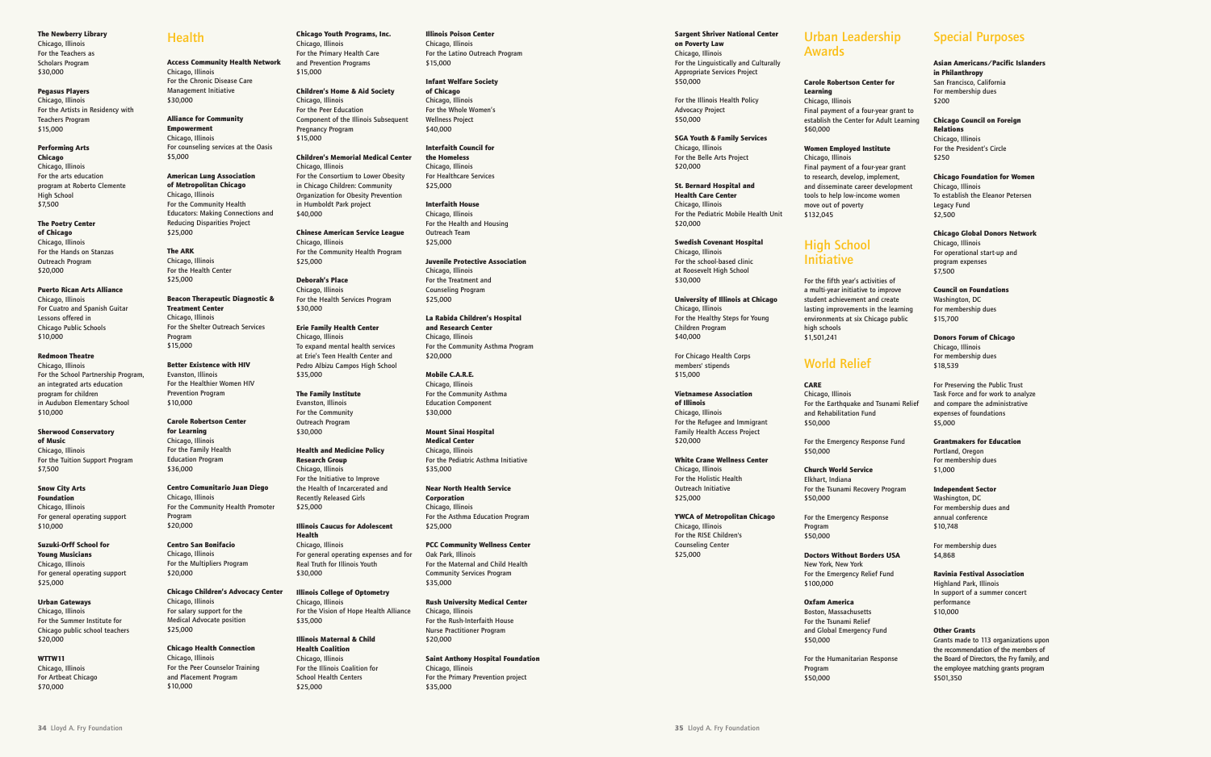**The Newberry Library**
Chicago, Illinois
For the Teachers as Scholars Program
$30,000

**Pegasus Players**
Chicago, Illinois
For the Artists in Residency with Teachers Program
$15,000

**Performing Arts Chicago**
Chicago, Illinois
For the arts education program at Roberto Clemente High School
$7,500

**The Poetry Center of Chicago**
Chicago, Illinois
For the Hands on Stanzas Outreach Program
$20,000

**Puerto Rican Arts Alliance**
Chicago, Illinois
For Cuatro and Spanish Guitar Lessons offered in Chicago Public Schools
$10,000

**Redmoon Theatre**
Chicago, Illinois
For the School Partnership Program, an integrated arts education program for children in Audubon Elementary School
$10,000

**Sherwood Conservatory of Music**
Chicago, Illinois
For the Tuition Support Program
$7,500

**Snow City Arts Foundation**
Chicago, Illinois
For general operating support
$10,000

**Suzuki-Orff School for Young Musicians**
Chicago, Illinois
For general operating support
$25,000

**Urban Gateways**
Chicago, Illinois
For the Summer Institute for Chicago public school teachers
$20,000

**WTTW11**
Chicago, Illinois
For Artbeat Chicago
$70,000

## Health

**Access Community Health Network**
Chicago, Illinois
For the Chronic Disease Care Management Initiative
$30,000

**Alliance for Community Empowerment**
Chicago, Illinois
For counseling services at the Oasis
$5,000

**American Lung Association of Metropolitan Chicago**
Chicago, Illinois
For the Community Health Educators: Making Connections and Reducing Disparities Project
$25,000

**The ARK**
Chicago, Illinois
For the Health Center
$25,000

**Beacon Therapeutic Diagnostic & Treatment Center**
Chicago, Illinois
For the Shelter Outreach Services Program
$15,000

**Better Existence with HIV**
Evanston, Illinois
For the Healthier Women HIV Prevention Program
$10,000

**Carole Robertson Center for Learning**
Chicago, Illinois
For the Family Health Education Program
$36,000

**Centro Comunitario Juan Diego**
Chicago, Illinois
For the Community Health Promoter Program
$20,000

**Centro San Bonifacio**
Chicago, Illinois
For the Multipliers Program
$20,000

**Chicago Children's Advocacy Center**
Chicago, Illinois
For salary support for the Medical Advocate position
$25,000

**Chicago Health Connection**
Chicago, Illinois
For the Peer Counselor Training and Placement Program
$10,000

**Chicago Youth Programs, Inc.**
Chicago, Illinois
For the Primary Health Care and Prevention Programs
$15,000

**Children's Home & Aid Society**
Chicago, Illinois
For the Peer Education Component of the Illinois Subsequent Pregnancy Program
$15,000

**Children's Memorial Medical Center**
Chicago, Illinois
For the Consortium to Lower Obesity in Chicago Children: Community Organization for Obesity Prevention in Humboldt Park project
$40,000

**Chinese American Service League**
Chicago, Illinois
For the Community Health Program
$25,000

**Deborah's Place**
Chicago, Illinois
For the Health Services Program
$30,000

**Erie Family Health Center**
Chicago, Illinois
To expand mental health services at Erie's Teen Health Center and Pedro Albizu Campos High School
$35,000

**The Family Institute**
Evanston, Illinois
For the Community Outreach Program
$30,000

**Health and Medicine Policy Research Group**
Chicago, Illinois
For the Initiative to Improve the Health of Incarcerated and Recently Released Girls
$25,000

**Illinois Caucus for Adolescent Health**
Chicago, Illinois
For general operating expenses and for Real Truth for Illinois Youth
$30,000

**Illinois College of Optometry**
Chicago, Illinois
For the Vision of Hope Health Alliance
$35,000

**Illinois Maternal & Child Health Coalition**
Chicago, Illinois
For the Illinois Coalition for School Health Centers
$25,000

**Illinois Poison Center**
Chicago, Illinois
For the Latino Outreach Program
$15,000

**Infant Welfare Society of Chicago**
Chicago, Illinois
For the Whole Women's Wellness Project
$40,000

**Interfaith Council for the Homeless**
Chicago, Illinois
For Healthcare Services
$25,000

**Interfaith House**
Chicago, Illinois
For the Health and Housing Outreach Team
$25,000

**Juvenile Protective Association**
Chicago, Illinois
For the Treatment and Counseling Program
$25,000

**La Rabida Children's Hospital and Research Center**
Chicago, Illinois
For the Community Asthma Program
$20,000

**Mobile C.A.R.E.**
Chicago, Illinois
For the Community Asthma Education Component
$30,000

**Mount Sinai Hospital Medical Center**
Chicago, Illinois
For the Pediatric Asthma Initiative
$35,000

**Near North Health Service Corporation**
Chicago, Illinois
For the Asthma Education Program
$25,000

**PCC Community Wellness Center**
Oak Park, Illinois
For the Maternal and Child Health Community Services Program
$35,000

**Rush University Medical Center**
Chicago, Illinois
For the Rush-Interfaith House Nurse Practitioner Program
$20,000

**Saint Anthony Hospital Foundation**
Chicago, Illinois
For the Primary Prevention project
$35,000

**Sargent Shriver National Center on Poverty Law**
Chicago, Illinois
For the Linguistically and Culturally Appropriate Services Project
$50,000

For the Illinois Health Policy Advocacy Project
$50,000

**SGA Youth & Family Services**
Chicago, Illinois
For the Belle Arts Project
$20,000

**St. Bernard Hospital and Health Care Center**
Chicago, Illinois
For the Pediatric Mobile Health Unit
$20,000

**Swedish Covenant Hospital**
Chicago, Illinois
For the school-based clinic at Roosevelt High School
$30,000

**University of Illinois at Chicago**
Chicago, Illinois
For the Healthy Steps for Young Children Program
$40,000

For Chicago Health Corps members' stipends
$15,000

**Vietnamese Association of Illinois**
Chicago, Illinois
For the Refugee and Immigrant Family Health Access Project
$20,000

**White Crane Wellness Center**
Chicago, Illinois
For the Holistic Health Outreach Initiative
$25,000

**YWCA of Metropolitan Chicago**
Chicago, Illinois
For the RISE Children's Counseling Center
$25,000

## Urban Leadership Awards

**Carole Robertson Center for Learning**
Chicago, Illinois
Final payment of a four-year grant to establish the Center for Adult Learning
$60,000

**Women Employed Institute**
Chicago, Illinois
Final payment of a four-year grant to research, develop, implement, and disseminate career development tools to help low-income women move out of poverty
$132,045

## High School Initiative

For the fifth year's activities of a multi-year initiative to improve student achievement and create lasting improvements in the learning environments at six Chicago public high schools
$1,501,241

## World Relief

**CARE**
Chicago, Illinois
For the Earthquake and Tsunami Relief and Rehabilitation Fund
$50,000

For the Emergency Response Fund
$50,000

**Church World Service**
Elkhart, Indiana
For the Tsunami Recovery Program
$50,000

For the Emergency Response Program
$50,000

**Doctors Without Borders USA**
New York, New York
For the Emergency Relief Fund
$100,000

**Oxfam America**
Boston, Massachusetts
For the Tsunami Relief and Global Emergency Fund
$50,000

For the Humanitarian Response Program
$50,000

## Special Purposes

**Asian Americans/Pacific Islanders in Philanthropy**
San Francisco, California
For membership dues
$200

**Chicago Council on Foreign Relations**
Chicago, Illinois
For the President's Circle
$250

**Chicago Foundation for Women**
Chicago, Illinois
To establish the Eleanor Petersen Legacy Fund
$2,500

**Chicago Global Donors Network**
Chicago, Illinois
For operational start-up and program expenses
$7,500

**Council on Foundations**
Washington, DC
For membership dues
$15,700

**Donors Forum of Chicago**
Chicago, Illinois
For membership dues
$18,539

For Preserving the Public Trust Task Force and for work to analyze and compare the administrative expenses of foundations
$5,000

**Grantmakers for Education**
Portland, Oregon
For membership dues
$1,000

**Independent Sector**
Washington, DC
For membership dues and annual conference
$10,748

For membership dues
$4,868

**Ravinia Festival Association**
Highland Park, Illinois
In support of a summer concert performance
$10,000

**Other Grants**
Grants made to 113 organizations upon the recommendation of the members of the Board of Directors, the Fry family, and the employee matching grants program
$501,350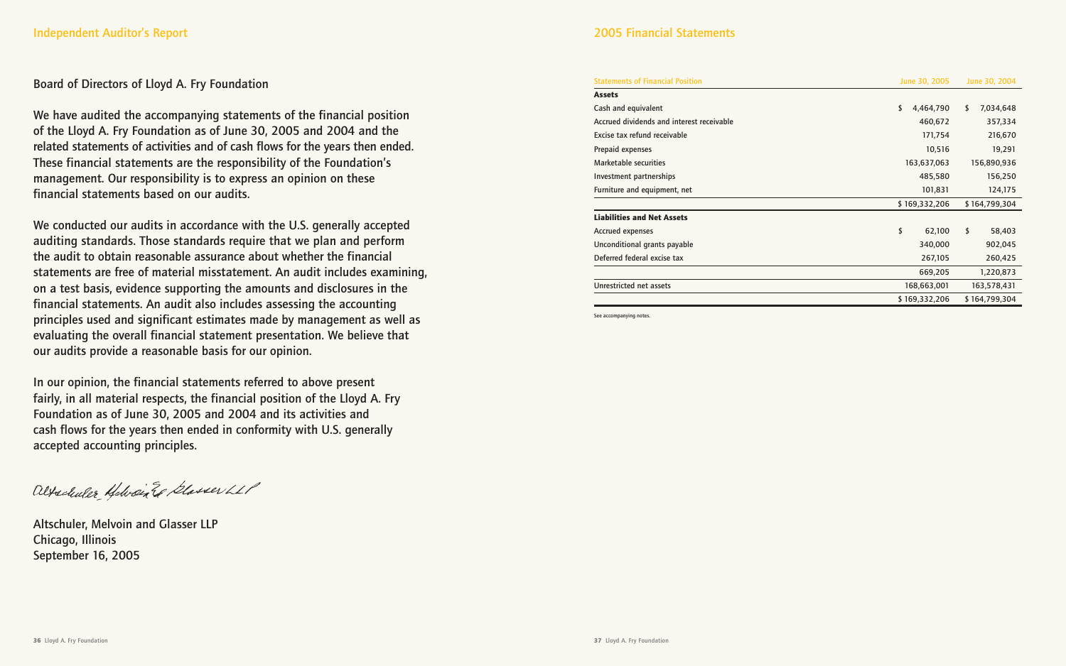## Independent Auditor's Report

Board of Directors of Lloyd A. Fry Foundation

We have audited the accompanying statements of the financial position of the Lloyd A. Fry Foundation as of June 30, 2005 and 2004 and the related statements of activities and of cash flows for the years then ended. These financial statements are the responsibility of the Foundation's management. Our responsibility is to express an opinion on these financial statements based on our audits.

We conducted our audits in accordance with the U.S. generally accepted auditing standards. Those standards require that we plan and perform the audit to obtain reasonable assurance about whether the financial statements are free of material misstatement. An audit includes examining, on a test basis, evidence supporting the amounts and disclosures in the financial statements. An audit also includes assessing the accounting principles used and significant estimates made by management as well as evaluating the overall financial statement presentation. We believe that our audits provide a reasonable basis for our opinion.

In our opinion, the financial statements referred to above present fairly, in all material respects, the financial position of the Lloyd A. Fry Foundation as of June 30, 2005 and 2004 and its activities and cash flows for the years then ended in conformity with U.S. generally accepted accounting principles.

Altschuler, Melvoin and Glasser LLP
Chicago, Illinois
September 16, 2005

## 2005 Financial Statements

| Statements of Financial Position | June 30, 2005 | June 30, 2004 |
|---|---|---|
| **Assets** | | |
| Cash and equivalent | $ 4,464,790 | $ 7,034,648 |
| Accrued dividends and interest receivable | 460,672 | 357,334 |
| Excise tax refund receivable | 171,754 | 216,670 |
| Prepaid expenses | 10,516 | 19,291 |
| Marketable securities | 163,637,063 | 156,890,936 |
| Investment partnerships | 485,580 | 156,250 |
| Furniture and equipment, net | 101,831 | 124,175 |
| | $ 169,332,206 | $ 164,799,304 |
| **Liabilities and Net Assets** | | |
| Accrued expenses | $ 62,100 | $ 58,403 |
| Unconditional grants payable | 340,000 | 902,045 |
| Deferred federal excise tax | 267,105 | 260,425 |
| | 669,205 | 1,220,873 |
| Unrestricted net assets | 168,663,001 | 163,578,431 |
| | $ 169,332,206 | $ 164,799,304 |

See accompanying notes.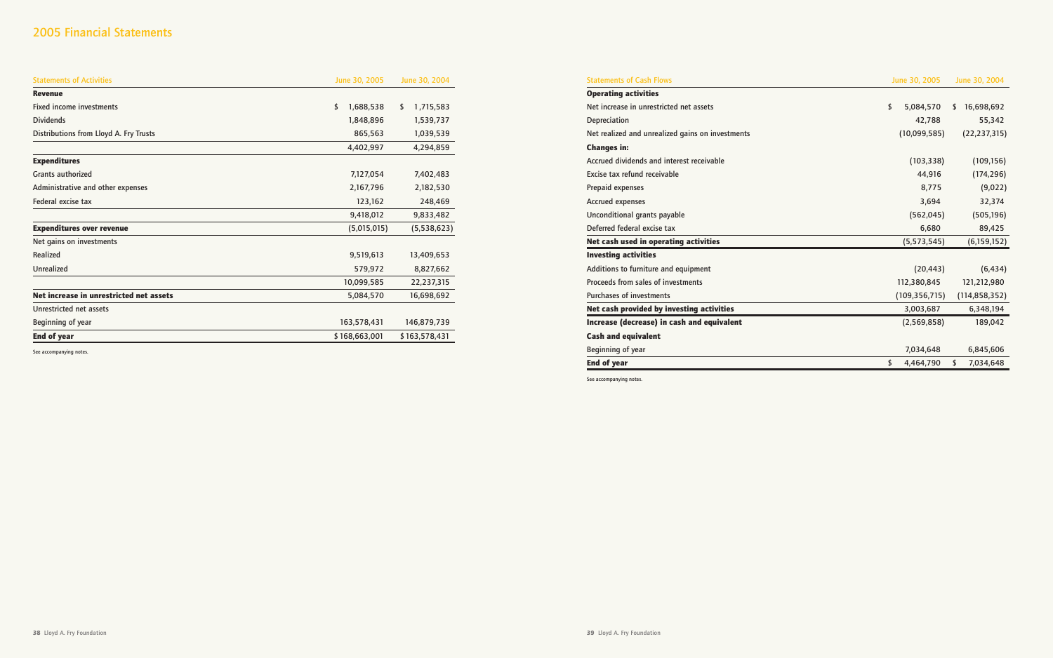## 2005 Financial Statements

| Statements of Activities | June 30, 2005 | June 30, 2004 |
|---|---|---|
| **Revenue** | | |
| Fixed income investments | $ 1,688,538 | $ 1,715,583 |
| Dividends | 1,848,896 | 1,539,737 |
| Distributions from Lloyd A. Fry Trusts | 865,563 | 1,039,539 |
| | 4,402,997 | 4,294,859 |
| **Expenditures** | | |
| Grants authorized | 7,127,054 | 7,402,483 |
| Administrative and other expenses | 2,167,796 | 2,182,530 |
| Federal excise tax | 123,162 | 248,469 |
| | 9,418,012 | 9,833,482 |
| **Expenditures over revenue** | (5,015,015) | (5,538,623) |
| Net gains on investments | | |
| Realized | 9,519,613 | 13,409,653 |
| Unrealized | 579,972 | 8,827,662 |
| | 10,099,585 | 22,237,315 |
| **Net increase in unrestricted net assets** | 5,084,570 | 16,698,692 |
| Unrestricted net assets | | |
| Beginning of year | 163,578,431 | 146,879,739 |
| **End of year** | $ 168,663,001 | $ 163,578,431 |

See accompanying notes.

| Statements of Cash Flows | June 30, 2005 | June 30, 2004 |
|---|---|---|
| **Operating activities** | | |
| Net increase in unrestricted net assets | $ 5,084,570 | $ 16,698,692 |
| Depreciation | 42,788 | 55,342 |
| Net realized and unrealized gains on investments | (10,099,585) | (22,237,315) |
| **Changes in:** | | |
| Accrued dividends and interest receivable | (103,338) | (109,156) |
| Excise tax refund receivable | 44,916 | (174,296) |
| Prepaid expenses | 8,775 | (9,022) |
| Accrued expenses | 3,694 | 32,374 |
| Unconditional grants payable | (562,045) | (505,196) |
| Deferred federal excise tax | 6,680 | 89,425 |
| **Net cash used in operating activities** | (5,573,545) | (6,159,152) |
| **Investing activities** | | |
| Additions to furniture and equipment | (20,443) | (6,434) |
| Proceeds from sales of investments | 112,380,845 | 121,212,980 |
| Purchases of investments | (109,356,715) | (114,858,352) |
| **Net cash provided by investing activities** | 3,003,687 | 6,348,194 |
| **Increase (decrease) in cash and equivalent** | (2,569,858) | 189,042 |
| **Cash and equivalent** | | |
| Beginning of year | 7,034,648 | 6,845,606 |
| **End of year** | $ 4,464,790 | $ 7,034,648 |

See accompanying notes.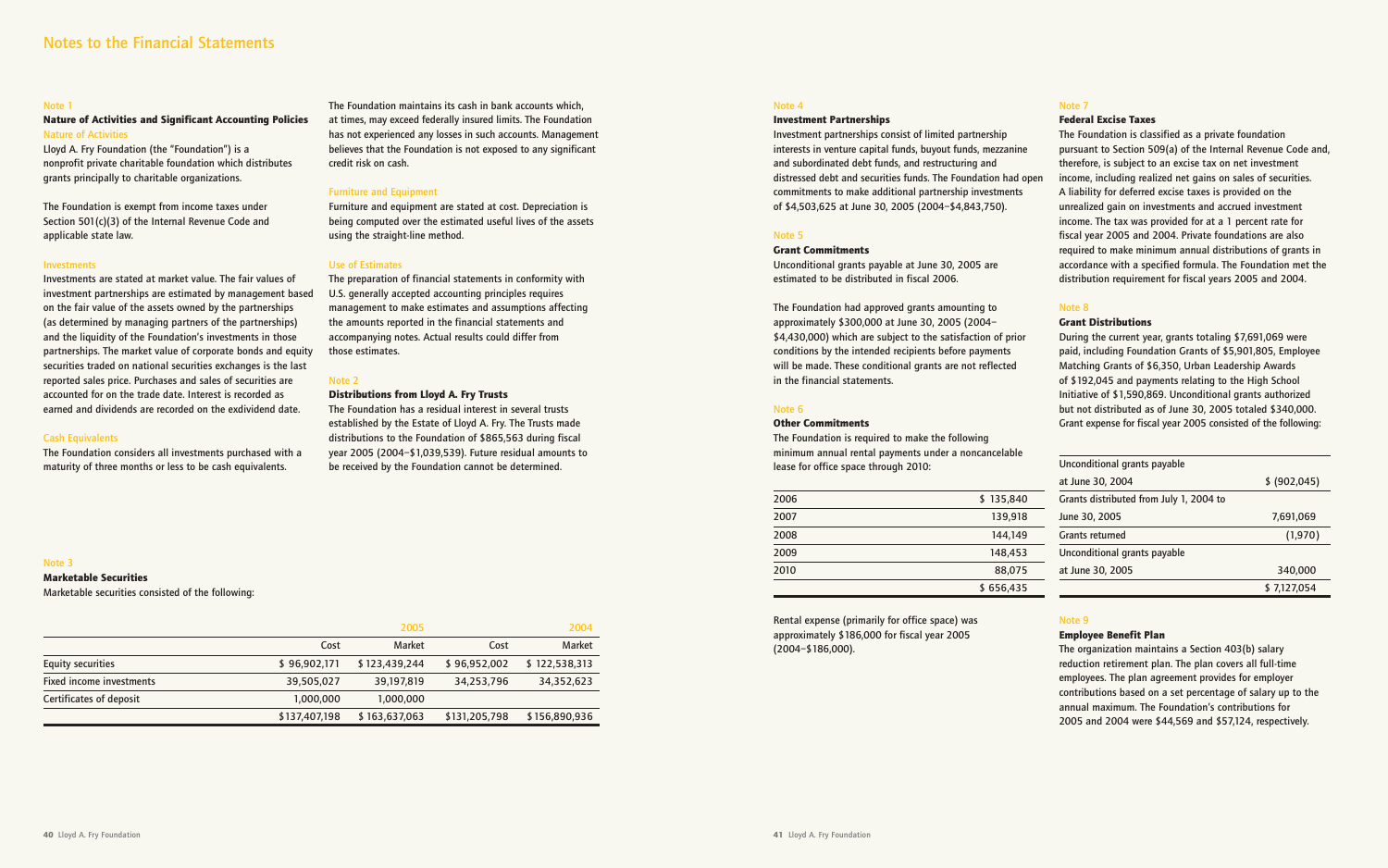# Notes to the Financial Statements

## Note 1

### Nature of Activities and Significant Accounting Policies

#### Nature of Activities

Lloyd A. Fry Foundation (the "Foundation") is a nonprofit private charitable foundation which distributes grants principally to charitable organizations.

The Foundation is exempt from income taxes under Section 501(c)(3) of the Internal Revenue Code and applicable state law.

#### Investments

Investments are stated at market value. The fair values of investment partnerships are estimated by management based on the fair value of the assets owned by the partnerships (as determined by managing partners of the partnerships) and the liquidity of the Foundation's investments in those partnerships. The market value of corporate bonds and equity securities traded on national securities exchanges is the last reported sales price. Purchases and sales of securities are accounted for on the trade date. Interest is recorded as earned and dividends are recorded on the exdividend date.

#### Cash Equivalents

The Foundation considers all investments purchased with a maturity of three months or less to be cash equivalents.

The Foundation maintains its cash in bank accounts which, at times, may exceed federally insured limits. The Foundation has not experienced any losses in such accounts. Management believes that the Foundation is not exposed to any significant credit risk on cash.

#### Furniture and Equipment

Furniture and equipment are stated at cost. Depreciation is being computed over the estimated useful lives of the assets using the straight-line method.

#### Use of Estimates

The preparation of financial statements in conformity with U.S. generally accepted accounting principles requires management to make estimates and assumptions affecting the amounts reported in the financial statements and accompanying notes. Actual results could differ from those estimates.

## Note 2

### Distributions from Lloyd A. Fry Trusts

The Foundation has a residual interest in several trusts established by the Estate of Lloyd A. Fry. The Trusts made distributions to the Foundation of $865,563 during fiscal year 2005 (2004–$1,039,539). Future residual amounts to be received by the Foundation cannot be determined.

## Note 3

### Marketable Securities

Marketable securities consisted of the following:

| | 2005 | | 2004 | |
|---|---|---|---|---|
| | Cost | Market | Cost | Market |
| Equity securities | $ 96,902,171 | $ 123,439,244 | $ 96,952,002 | $ 122,538,313 |
| Fixed income investments | 39,505,027 | 39,197,819 | 34,253,796 | 34,352,623 |
| Certificates of deposit | 1,000,000 | 1,000,000 | | |
| | $137,407,198 | $ 163,637,063 | $131,205,798 | $156,890,936 |

## Note 4

### Investment Partnerships

Investment partnerships consist of limited partnership interests in venture capital funds, buyout funds, mezzanine and subordinated debt funds, and restructuring and distressed debt and securities funds. The Foundation had open commitments to make additional partnership investments of $4,503,625 at June 30, 2005 (2004–$4,843,750).

## Note 5

### Grant Commitments

Unconditional grants payable at June 30, 2005 are estimated to be distributed in fiscal 2006.

The Foundation had approved grants amounting to approximately $300,000 at June 30, 2005 (2004–$4,430,000) which are subject to the satisfaction of prior conditions by the intended recipients before payments will be made. These conditional grants are not reflected in the financial statements.

## Note 6

### Other Commitments

The Foundation is required to make the following minimum annual rental payments under a noncancelable lease for office space through 2010:

| | |
|---|---|
| 2006 | $ 135,840 |
| 2007 | 139,918 |
| 2008 | 144,149 |
| 2009 | 148,453 |
| 2010 | 88,075 |
| | $ 656,435 |

Rental expense (primarily for office space) was approximately $186,000 for fiscal year 2005 (2004–$186,000).

## Note 7

### Federal Excise Taxes

The Foundation is classified as a private foundation pursuant to Section 509(a) of the Internal Revenue Code and, therefore, is subject to an excise tax on net investment income, including realized net gains on sales of securities. A liability for deferred excise taxes is provided on the unrealized gain on investments and accrued investment income. The tax was provided for at a 1 percent rate for fiscal year 2005 and 2004. Private foundations are also required to make minimum annual distributions of grants in accordance with a specified formula. The Foundation met the distribution requirement for fiscal years 2005 and 2004.

## Note 8

### Grant Distributions

During the current year, grants totaling $7,691,069 were paid, including Foundation Grants of $5,901,805, Employee Matching Grants of $6,350, Urban Leadership Awards of $192,045 and payments relating to the High School Initiative of $1,590,869. Unconditional grants authorized but not distributed as of June 30, 2005 totaled $340,000. Grant expense for fiscal year 2005 consisted of the following:

| | |
|---|---|
| Unconditional grants payable at June 30, 2004 | $ (902,045) |
| Grants distributed from July 1, 2004 to June 30, 2005 | 7,691,069 |
| Grants returned | (1,970) |
| Unconditional grants payable at June 30, 2005 | 340,000 |
| | $ 7,127,054 |

## Note 9

### Employee Benefit Plan

The organization maintains a Section 403(b) salary reduction retirement plan. The plan covers all full-time employees. The plan agreement provides for employer contributions based on a set percentage of salary up to the annual maximum. The Foundation's contributions for 2005 and 2004 were $44,569 and $57,124, respectively.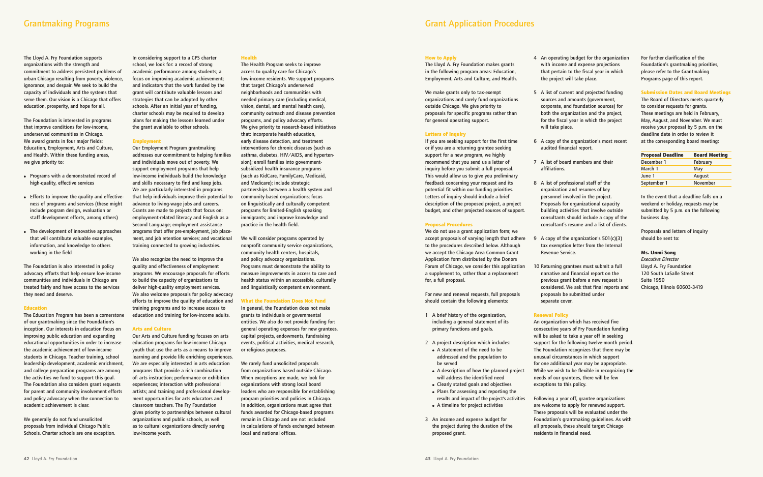# Grantmaking Programs

The Lloyd A. Fry Foundation supports organizations with the strength and commitment to address persistent problems of urban Chicago resulting from poverty, violence, ignorance, and despair. We seek to build the capacity of individuals and the systems that serve them. Our vision is a Chicago that offers education, prosperity, and hope for all.

The Foundation is interested in programs that improve conditions for low-income, underserved communities in Chicago. We award grants in four major fields: Education, Employment, Arts and Culture, and Health. Within these funding areas, we give priority to:

- Programs with a demonstrated record of high-quality, effective services
- Efforts to improve the quality and effectiveness of programs and services (these might include program design, evaluation or staff development efforts, among others)
- The development of innovative approaches that will contribute valuable examples, information, and knowledge to others working in the field

The Foundation is also interested in policy advocacy efforts that help ensure low-income communities and individuals in Chicago are treated fairly and have access to the services they need and deserve.

## Education

The Education Program has been a cornerstone of our grantmaking since the Foundation's inception. Our interests in education focus on improving public education and expanding educational opportunities in order to increase the academic achievement of low-income students in Chicago. Teacher training, school leadership development, academic enrichment, and college preparation programs are among the activities we fund to support this goal. The Foundation also considers grant requests for parent and community involvement efforts and policy advocacy when the connection to academic achievement is clear.

We generally do not fund unsolicited proposals from individual Chicago Public Schools. Charter schools are one exception. In considering support to a CPS charter school, we look for: a record of strong academic performance among students; a focus on improving academic achievement; and indicators that the work funded by the grant will contribute valuable lessons and strategies that can be adopted by other schools. After an initial year of funding, charter schools may be required to develop plans for making the lessons learned under the grant available to other schools.

## Employment

Our Employment Program grantmaking addresses our commitment to helping families and individuals move out of poverty. We support employment programs that help low-income individuals build the knowledge and skills necessary to find and keep jobs. We are particularly interested in programs that help individuals improve their potential to advance to living-wage jobs and careers. Grants are made to projects that focus on: employment-related literacy and English as a Second Language; employment assistance programs that offer pre-employment, job placement, and job retention services; and vocational training connected to growing industries.

We also recognize the need to improve the quality and effectiveness of employment programs. We encourage proposals for efforts to build the capacity of organizations to deliver high-quality employment services. We also welcome proposals for policy advocacy efforts to improve the quality of education and training programs and to increase access to education and training for low-income adults.

## Arts and Culture

Our Arts and Culture funding focuses on arts education programs for low-income Chicago youth that use the arts as a means to improve learning and provide life enriching experiences. We are especially interested in arts education programs that provide a rich combination of: arts instruction; performance or exhibition experiences; interaction with professional artists; and training and professional development opportunities for arts educators and classroom teachers. The Fry Foundation gives priority to partnerships between cultural organizations and public schools, as well as to cultural organizations directly serving low-income youth.

## Health

The Health Program seeks to improve access to quality care for Chicago's low-income residents. We support programs that target Chicago's underserved neighborhoods and communities with needed primary care (including medical, vision, dental, and mental health care), community outreach and disease prevention programs, and policy advocacy efforts. We give priority to research-based initiatives that: incorporate health education, early disease detection, and treatment interventions for chronic diseases (such as asthma, diabetes, HIV/AIDS, and hypertension); enroll families into government-subsidized health insurance programs (such as KidCare, FamilyCare, Medicaid, and Medicare); include strategic partnerships between a health system and community-based organizations; focus on linguistically and culturally competent programs for limited-English speaking immigrants; and improve knowledge and practice in the health field.

We will consider programs operated by nonprofit community service organizations, community health centers, hospitals, and policy advocacy organizations. Programs must demonstrate the ability to measure improvements in access to care and health status within an accessible, culturally and linguistically competent environment.

## What the Foundation Does Not Fund

In general, the Foundation does not make grants to individuals or governmental entities. We also do not provide funding for: general operating expenses for new grantees, capital projects, endowments, fundraising events, political activities, medical research, or religious purposes.

We rarely fund unsolicited proposals from organizations based outside Chicago. When exceptions are made, we look for organizations with strong local board leaders who are responsible for establishing program priorities and policies in Chicago. In addition, organizations must agree that funds awarded for Chicago-based programs remain in Chicago and are not included in calculations of funds exchanged between local and national offices.

# Grant Application Procedures

## How to Apply

The Lloyd A. Fry Foundation makes grants in the following program areas: Education, Employment, Arts and Culture, and Health.

We make grants only to tax-exempt organizations and rarely fund organizations outside Chicago. We give priority to proposals for specific programs rather than for general operating support.

## Letters of Inquiry

If you are seeking support for the first time or if you are a returning grantee seeking support for a new program, we highly recommend that you send us a letter of inquiry before you submit a full proposal. This would allow us to give you preliminary feedback concerning your request and its potential fit within our funding priorities. Letters of inquiry should include a brief description of the proposed project, a project budget, and other projected sources of support.

## Proposal Procedures

We do not use a grant application form; we accept proposals of varying length that adhere to the procedures described below. Although we accept the Chicago Area Common Grant Application form distributed by the Donors Forum of Chicago, we consider this application a supplement to, rather than a replacement for, a full proposal.

For new and renewal requests, full proposals should contain the following elements:

1. A brief history of the organization, including a general statement of its primary functions and goals.
2. A project description which includes:
   - A statement of the need to be addressed and the population to be served
   - A description of how the planned project will address the identified need
   - Clearly stated goals and objectives
   - Plans for assessing and reporting the results and impact of the project's activities
   - A timeline for project activities
3. An income and expense budget for the project during the duration of the proposed grant.
4. An operating budget for the organization with income and expense projections that pertain to the fiscal year in which the project will take place.
5. A list of current and projected funding sources and amounts (government, corporate, and foundation sources) for both the organization and the project, for the fiscal year in which the project will take place.
6. A copy of the organization's most recent audited financial report.
7. A list of board members and their affiliations.
8. A list of professional staff of the organization and resumes of key personnel involved in the project. Proposals for organizational capacity building activities that involve outside consultants should include a copy of the consultant's resume and a list of clients.
9. A copy of the organization's 501(c)(3) tax exemption letter from the Internal Revenue Service.
10. Returning grantees must submit a full narrative and financial report on the previous grant before a new request is considered. We ask that final reports and proposals be submitted under separate cover.

## Renewal Policy

An organization which has received five consecutive years of Fry Foundation funding will be asked to take a year off in seeking support for the following twelve-month period. The Foundation recognizes that there may be unusual circumstances in which support for one additional year may be appropriate. While we wish to be flexible in recognizing the needs of our grantees, there will be few exceptions to this policy.

Following a year off, grantee organizations are welcome to apply for renewed support. These proposals will be evaluated under the Foundation's grantmaking guidelines. As with all proposals, these should target Chicago residents in financial need.

For further clarification of the Foundation's grantmaking priorities, please refer to the Grantmaking Programs page of this report.

## Submission Dates and Board Meetings

The Board of Directors meets quarterly to consider requests for grants. These meetings are held in February, May, August, and November. We must receive your proposal by 5 p.m. on the deadline date in order to review it at the corresponding board meeting:

| Proposal Deadline | Board Meeting |
|---|---|
| December 1 | February |
| March 1 | May |
| June 1 | August |
| September 1 | November |

In the event that a deadline falls on a weekend or holiday, requests may be submitted by 5 p.m. on the following business day.

Proposals and letters of inquiry should be sent to:

**Ms. Unmi Song**
*Executive Director*
Lloyd A. Fry Foundation
120 South LaSalle Street
Suite 1950
Chicago, Illinois 60603-3419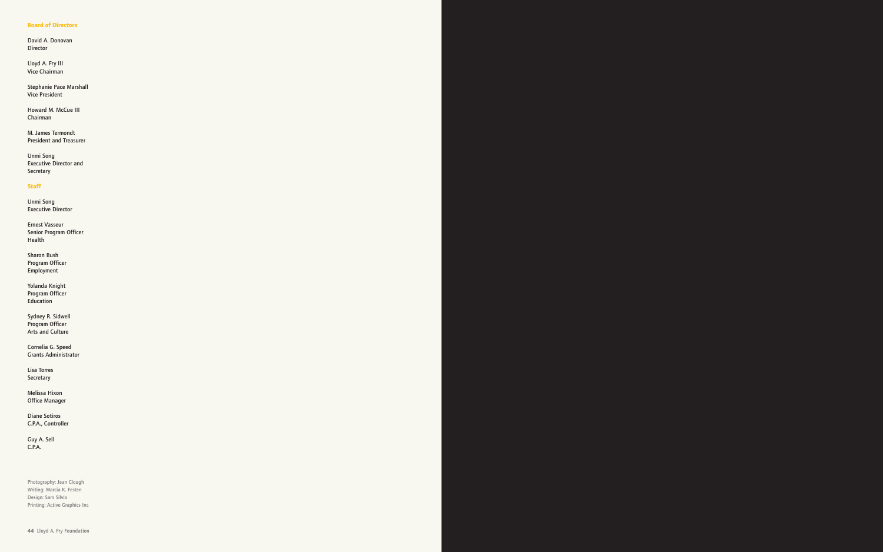## Board of Directors

David A. Donovan
Director

Lloyd A. Fry III
Vice Chairman

Stephanie Pace Marshall
Vice President

Howard M. McCue III
Chairman

M. James Termondt
President and Treasurer

Unmi Song
Executive Director and
Secretary

## Staff

Unmi Song
Executive Director

Ernest Vasseur
Senior Program Officer
Health

Sharon Bush
Program Officer
Employment

Yolanda Knight
Program Officer
Education

Sydney R. Sidwell
Program Officer
Arts and Culture

Cornelia G. Speed
Grants Administrator

Lisa Torres
Secretary

Melissa Hixon
Office Manager

Diane Sotiros
C.P.A., Controller

Guy A. Sell
C.P.A.

Photography: Jean Clough
Writing: Marcia K. Festen
Design: Sam Silvio
Printing: Active Graphics Inc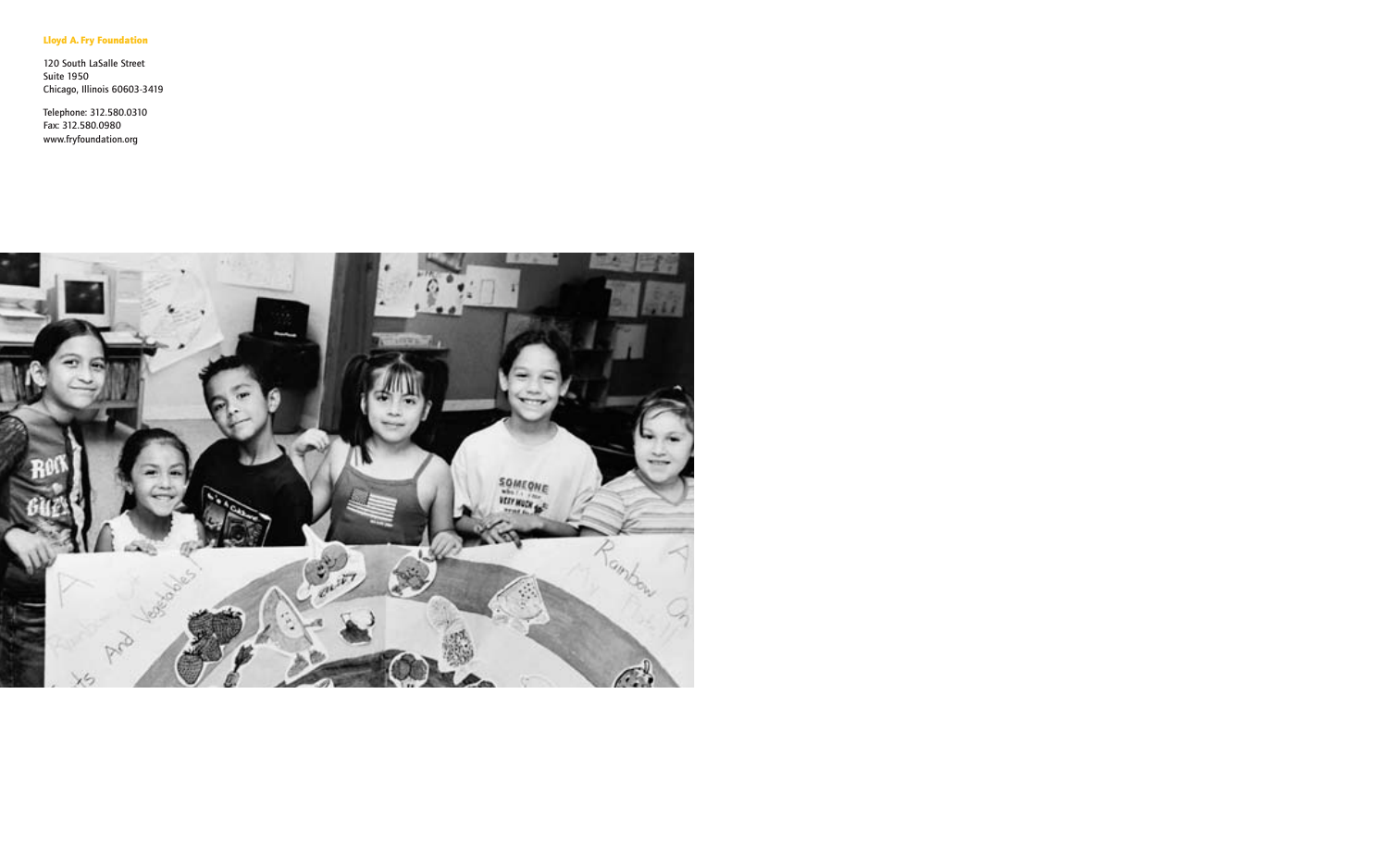**Lloyd A. Fry Foundation**

120 South LaSalle Street
Suite 1950
Chicago, Illinois 60603-3419

Telephone: 312.580.0310
Fax: 312.580.0980
www.fryfoundation.org